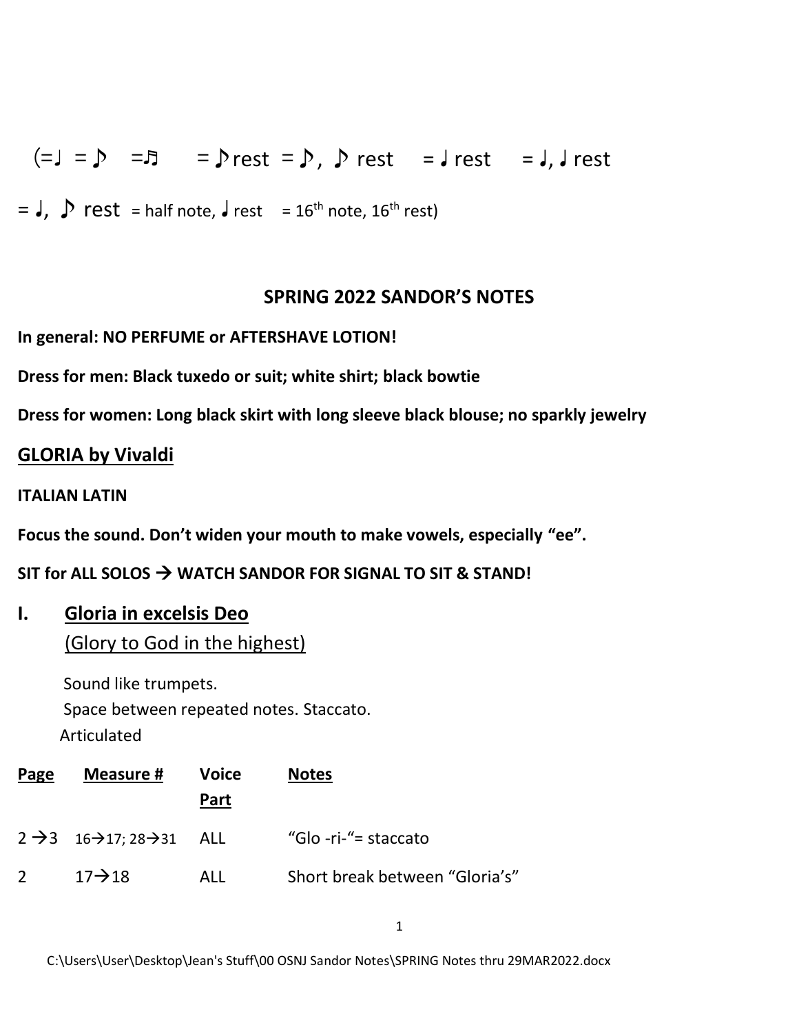(=♩ =♪ =♬ = ♪rest = ♪, ♪ rest = ♩ rest = ♩, ♩ rest

= ♩, ♪ rest = half note, ♩ rest = 16th note, 16th rest)

## SPRING 2022 SANDOR'S NOTES

**In general: NO PERFUME or AFTERSHAVE LOTION!**

**Dress for men: Black tuxedo or suit; white shirt; black bowtie**

**Dress for women: Long black skirt with long sleeve black blouse; no sparkly jewelry**

## GLORIA by Vivaldi

**ITALIAN LATIN**

**Focus the sound. Don't widen your mouth to make vowels, especially "ee".**

**SIT for ALL SOLOS → WATCH SANDOR FOR SIGNAL TO SIT & STAND!**

### I. Gloria in excelsis Deo
(Glory to God in the highest)

Sound like trumpets.
Space between repeated notes. Staccato.
Articulated

| Page | Measure # | Voice Part | Notes |
|---|---|---|---|
| 2 → 3 | 16→17; 28→31 | ALL | "Glo -ri-"= staccato |
| 2 | 17→18 | ALL | Short break between "Gloria's" |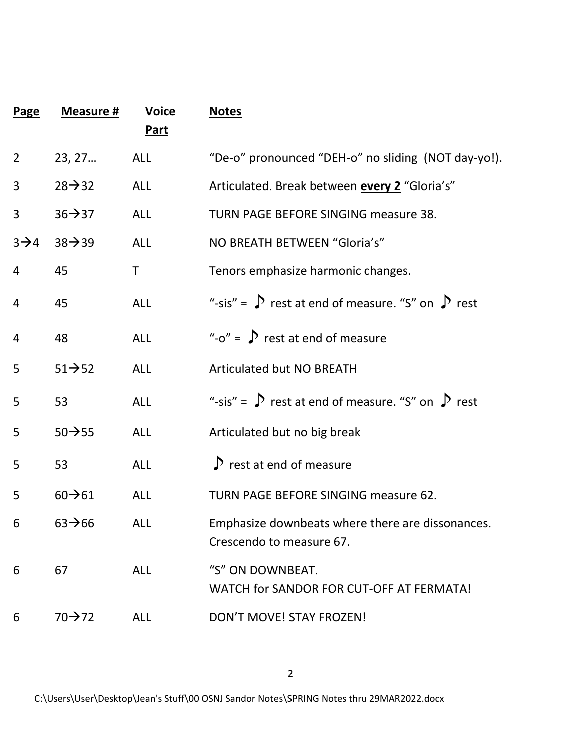| Page | Measure # | Voice Part | Notes |
|---|---|---|---|
| 2 | 23, 27… | ALL | "De-o" pronounced "DEH-o" no sliding (NOT day-yo!). |
| 3 | 28→32 | ALL | Articulated. Break between **every 2** "Gloria's" |
| 3 | 36→37 | ALL | TURN PAGE BEFORE SINGING measure 38. |
| 3→4 | 38→39 | ALL | NO BREATH BETWEEN "Gloria's" |
| 4 | 45 | T | Tenors emphasize harmonic changes. |
| 4 | 45 | ALL | "-sis" = ♪ rest at end of measure. "S" on ♪ rest |
| 4 | 48 | ALL | "-o" = ♪ rest at end of measure |
| 5 | 51→52 | ALL | Articulated but NO BREATH |
| 5 | 53 | ALL | "-sis" = ♪ rest at end of measure. "S" on ♪ rest |
| 5 | 50→55 | ALL | Articulated but no big break |
| 5 | 53 | ALL | ♪ rest at end of measure |
| 5 | 60→61 | ALL | TURN PAGE BEFORE SINGING measure 62. |
| 6 | 63→66 | ALL | Emphasize downbeats where there are dissonances. Crescendo to measure 67. |
| 6 | 67 | ALL | "S" ON DOWNBEAT. WATCH for SANDOR FOR CUT-OFF AT FERMATA! |
| 6 | 70→72 | ALL | DON'T MOVE! STAY FROZEN! |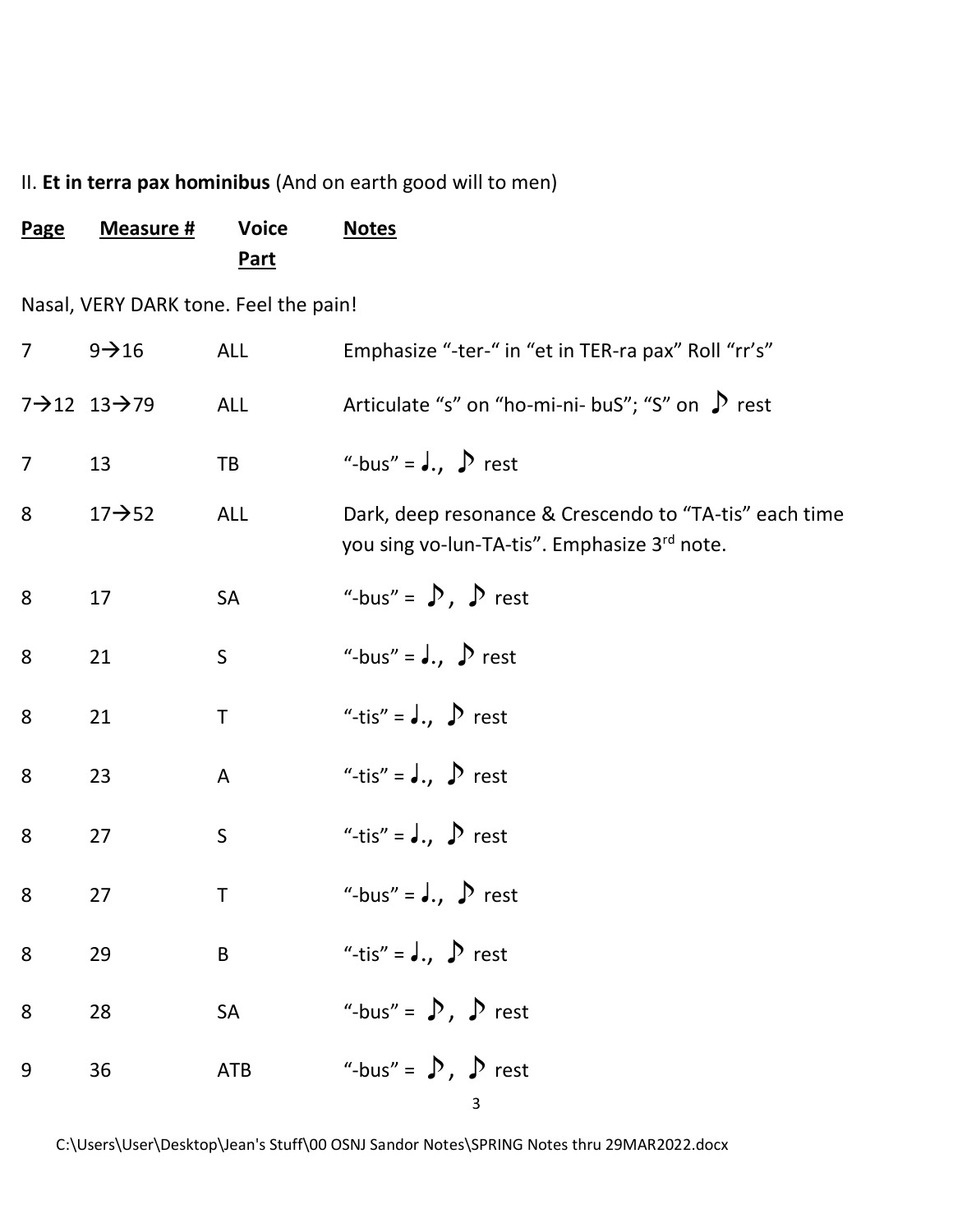II. **Et in terra pax hominibus** (And on earth good will to men)

| Page | Measure # | Voice Part | Notes |
|---|---|---|---|

Nasal, VERY DARK tone. Feel the pain!

| Page | Measure # | Voice Part | Notes |
|---|---|---|---|
| 7 | 9→16 | ALL | Emphasize "-ter-" in "et in TER-ra pax" Roll "rr's" |
| 7→12 | 13→79 | ALL | Articulate "s" on "ho-mi-ni- buS"; "S" on ♪ rest |
| 7 | 13 | TB | "-bus" = ♩., ♪ rest |
| 8 | 17→52 | ALL | Dark, deep resonance & Crescendo to "TA-tis" each time you sing vo-lun-TA-tis". Emphasize 3rd note. |
| 8 | 17 | SA | "-bus" = ♪, ♪ rest |
| 8 | 21 | S | "-bus" = ♩., ♪ rest |
| 8 | 21 | T | "-tis" = ♩., ♪ rest |
| 8 | 23 | A | "-tis" = ♩., ♪ rest |
| 8 | 27 | S | "-tis" = ♩., ♪ rest |
| 8 | 27 | T | "-bus" = ♩., ♪ rest |
| 8 | 29 | B | "-tis" = ♩., ♪ rest |
| 8 | 28 | SA | "-bus" = ♪, ♪ rest |
| 9 | 36 | ATB | "-bus" = ♪, ♪ rest |

C:\Users\User\Desktop\Jean's Stuff\00 OSNJ Sandor Notes\SPRING Notes thru 29MAR2022.docx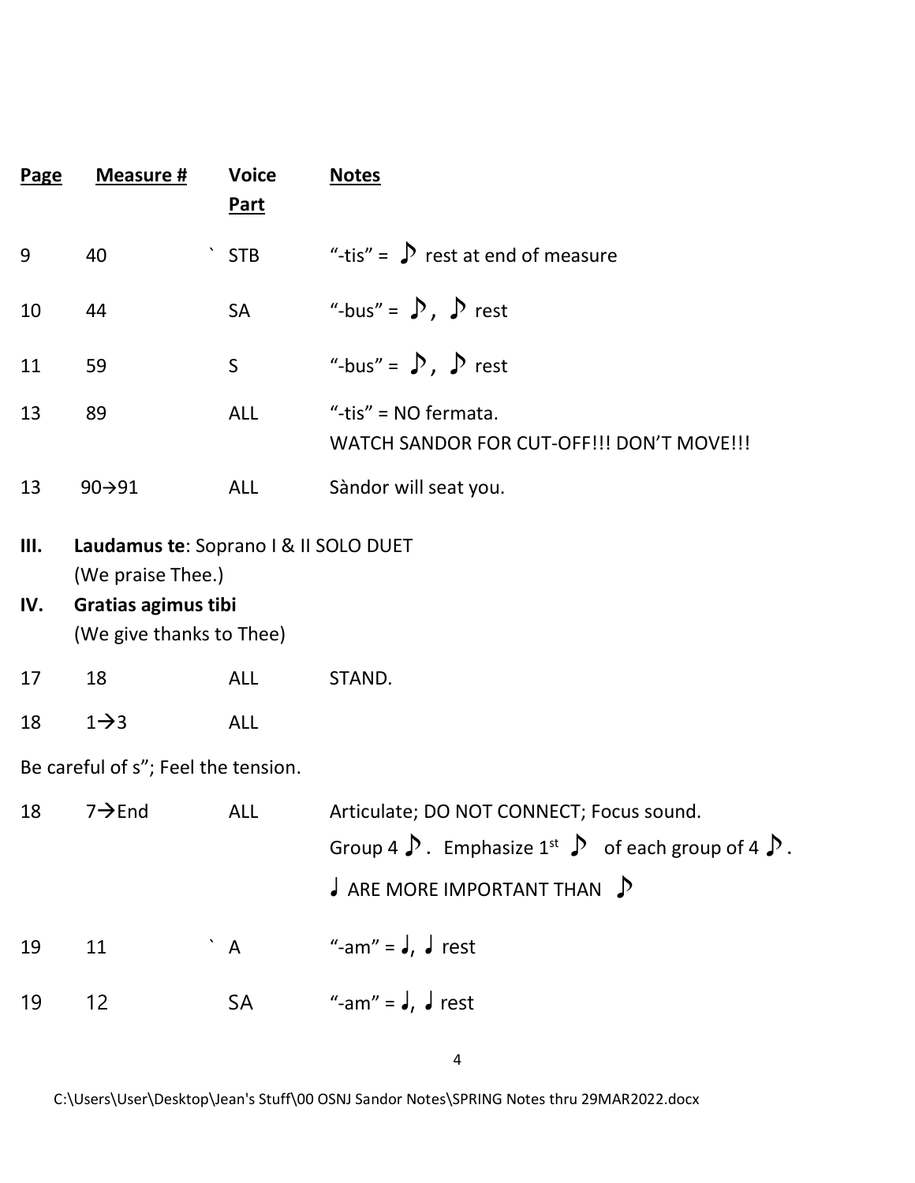| Page | Measure # | Voice Part | Notes |
|---|---|---|---|
| 9 | 40 | ` STB | "-tis" = ♪ rest at end of measure |
| 10 | 44 | SA | "-bus" = ♪, ♪ rest |
| 11 | 59 | S | "-bus" = ♪, ♪ rest |
| 13 | 89 | ALL | "-tis" = NO fermata.<br>WATCH SANDOR FOR CUT-OFF!!! DON'T MOVE!!! |
| 13 | 90→91 | ALL | Sàndor will seat you. |

**III.** **Laudamus te**: Soprano I & II SOLO DUET
(We praise Thee.)

**IV.** **Gratias agimus tibi**
(We give thanks to Thee)

| Page | Measure # | Voice Part | Notes |
|---|---|---|---|
| 17 | 18 | ALL | STAND. |
| 18 | 1→3 | ALL | |

Be careful of s"; Feel the tension.

| Page | Measure # | Voice Part | Notes |
|---|---|---|---|
| 18 | 7→End | ALL | Articulate; DO NOT CONNECT; Focus sound.<br>Group 4 ♪. Emphasize 1st ♪ of each group of 4 ♪.<br>♩ ARE MORE IMPORTANT THAN ♪ |
| 19 | 11 | ` A | "-am" = ♩., ♩ rest |
| 19 | 12 | SA | "-am" = ♩., ♩ rest |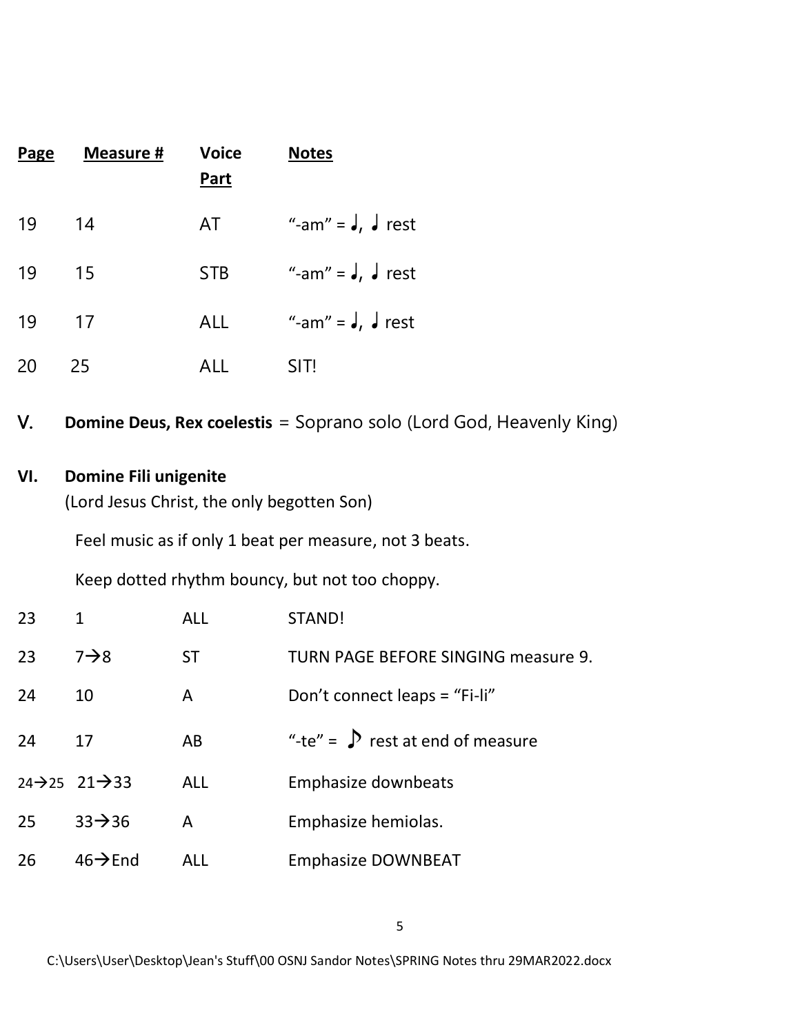| Page | Measure # | Voice Part | Notes |
|---|---|---|---|
| 19 | 14 | AT | "-am" = ♩., ♩ rest |
| 19 | 15 | STB | "-am" = ♩., ♩ rest |
| 19 | 17 | ALL | "-am" = ♩., ♩ rest |
| 20 | 25 | ALL | SIT! |

V. **Domine Deus, Rex coelestis** = Soprano solo (Lord God, Heavenly King)

**VI. Domine Fili unigenite**

(Lord Jesus Christ, the only begotten Son)

Feel music as if only 1 beat per measure, not 3 beats.

Keep dotted rhythm bouncy, but not too choppy.

| Page | Measure # | Voice Part | Notes |
|---|---|---|---|
| 23 | 1 | ALL | STAND! |
| 23 | 7→8 | ST | TURN PAGE BEFORE SINGING measure 9. |
| 24 | 10 | A | Don't connect leaps = "Fi-li" |
| 24 | 17 | AB | "-te" = ♪ rest at end of measure |
| 24→25 | 21→33 | ALL | Emphasize downbeats |
| 25 | 33→36 | A | Emphasize hemiolas. |
| 26 | 46→End | ALL | Emphasize DOWNBEAT |

C:\Users\User\Desktop\Jean's Stuff\00 OSNJ Sandor Notes\SPRING Notes thru 29MAR2022.docx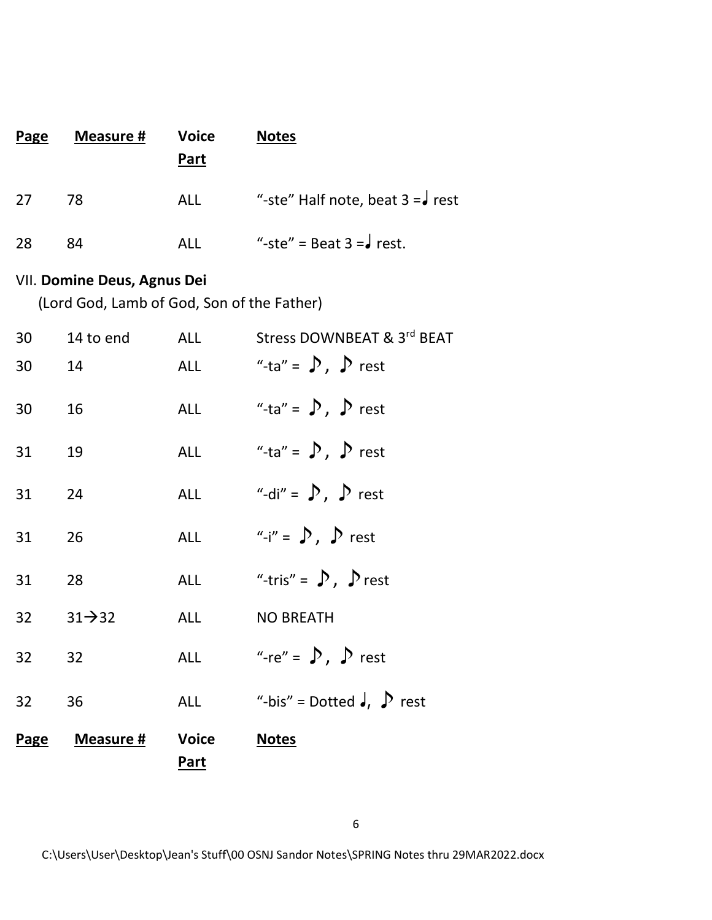| Page | Measure # | Voice Part | Notes |
|---|---|---|---|
| 27 | 78 | ALL | "-ste" Half note, beat 3 =♩ rest |
| 28 | 84 | ALL | "-ste" = Beat 3 =♩ rest. |

VII. **Domine Deus, Agnus Dei**
(Lord God, Lamb of God, Son of the Father)

| Page | Measure # | Voice Part | Notes |
|---|---|---|---|
| 30 | 14 to end | ALL | Stress DOWNBEAT & 3rd BEAT |
| 30 | 14 | ALL | "-ta" = ♪, ♪ rest |
| 30 | 16 | ALL | "-ta" = ♪, ♪ rest |
| 31 | 19 | ALL | "-ta" = ♪, ♪ rest |
| 31 | 24 | ALL | "-di" = ♪, ♪ rest |
| 31 | 26 | ALL | "-i" = ♪, ♪ rest |
| 31 | 28 | ALL | "-tris" = ♪, ♪ rest |
| 32 | 31→32 | ALL | NO BREATH |
| 32 | 32 | ALL | "-re" = ♪, ♪ rest |
| 32 | 36 | ALL | "-bis" = Dotted ♩, ♪ rest |

C:\Users\User\Desktop\Jean's Stuff\00 OSNJ Sandor Notes\SPRING Notes thru 29MAR2022.docx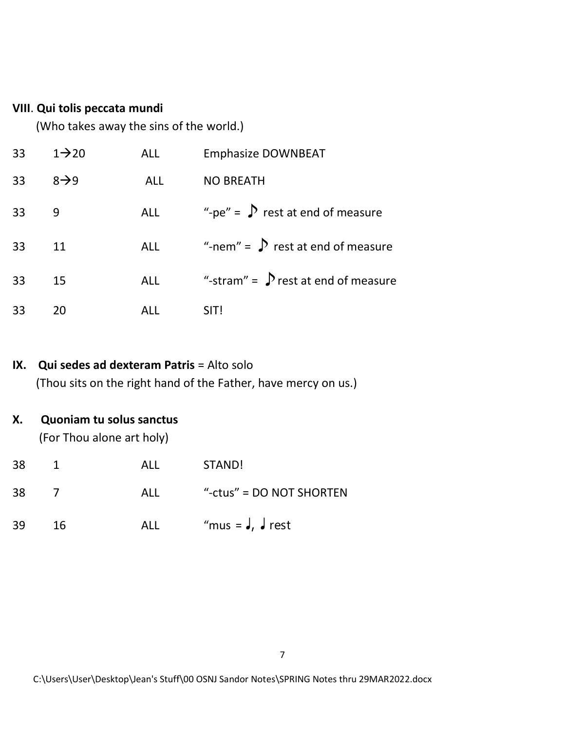**VIII**. **Qui tolis peccata mundi**

(Who takes away the sins of the world.)

| | | | |
|---|---|---|---|
| 33 | 1→20 | ALL | Emphasize DOWNBEAT |
| 33 | 8→9 | ALL | NO BREATH |
| 33 | 9 | ALL | "-pe" = ♪ rest at end of measure |
| 33 | 11 | ALL | "-nem" = ♪ rest at end of measure |
| 33 | 15 | ALL | "-stram" = ♪ rest at end of measure |
| 33 | 20 | ALL | SIT! |

**IX. Qui sedes ad dexteram Patris** = Alto solo

(Thou sits on the right hand of the Father, have mercy on us.)

**X. Quoniam tu solus sanctus**

(For Thou alone art holy)

| | | | |
|---|---|---|---|
| 38 | 1 | ALL | STAND! |
| 38 | 7 | ALL | "-ctus" = DO NOT SHORTEN |
| 39 | 16 | ALL | "mus = ♩, ♩ rest |

C:\Users\User\Desktop\Jean's Stuff\00 OSNJ Sandor Notes\SPRING Notes thru 29MAR2022.docx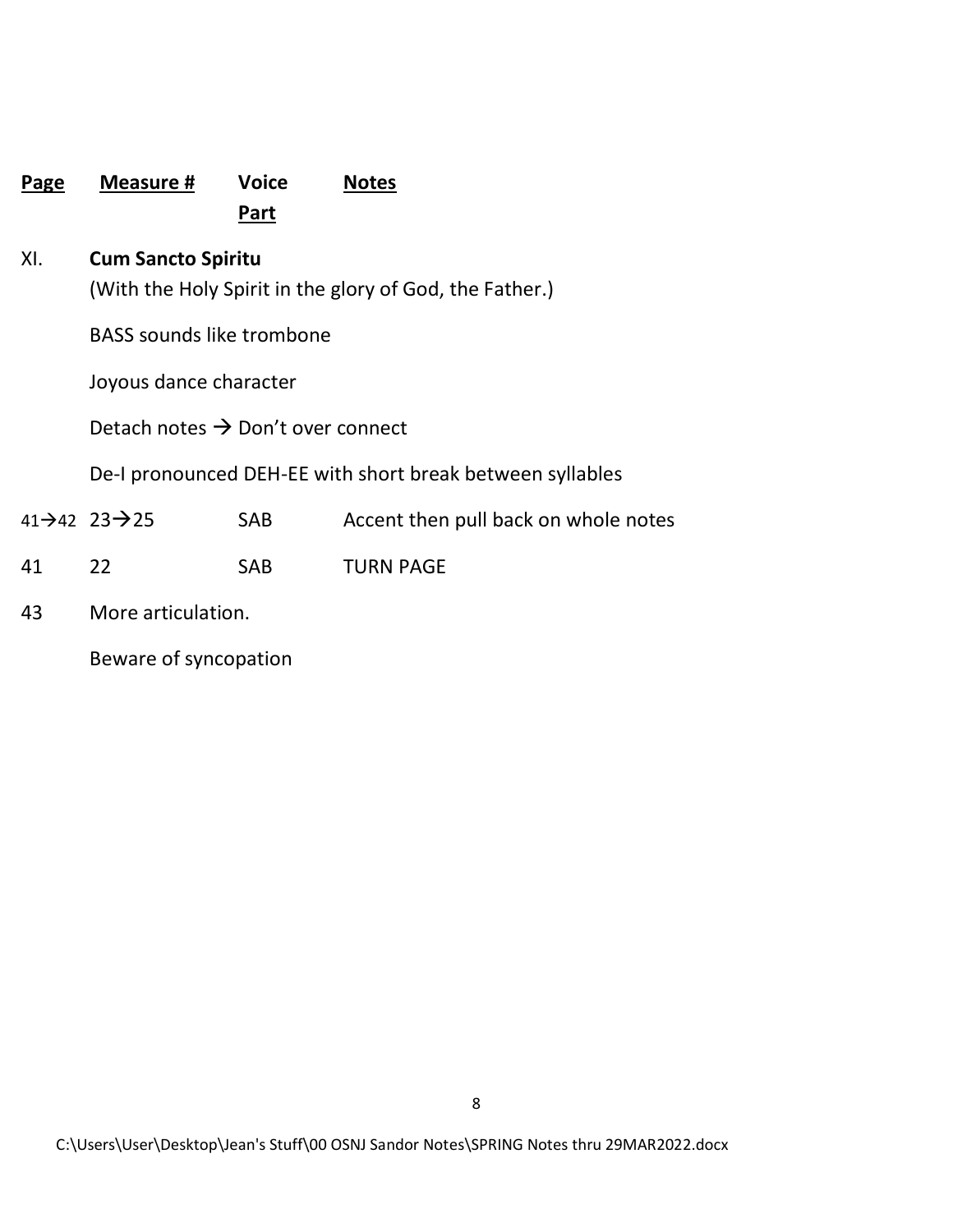| Page | Measure # | Voice Part | Notes |
|---|---|---|---|
| XI. | **Cum Sancto Spiritu** | | |
| | (With the Holy Spirit in the glory of God, the Father.) | | |
| | BASS sounds like trombone | | |
| | Joyous dance character | | |
| | Detach notes → Don't over connect | | |
| | De-I pronounced DEH-EE with short break between syllables | | |
| 41→42 | 23→25 | SAB | Accent then pull back on whole notes |
| 41 | 22 | SAB | TURN PAGE |
| 43 | More articulation. | | |
| | Beware of syncopation | | |

C:\Users\User\Desktop\Jean's Stuff\00 OSNJ Sandor Notes\SPRING Notes thru 29MAR2022.docx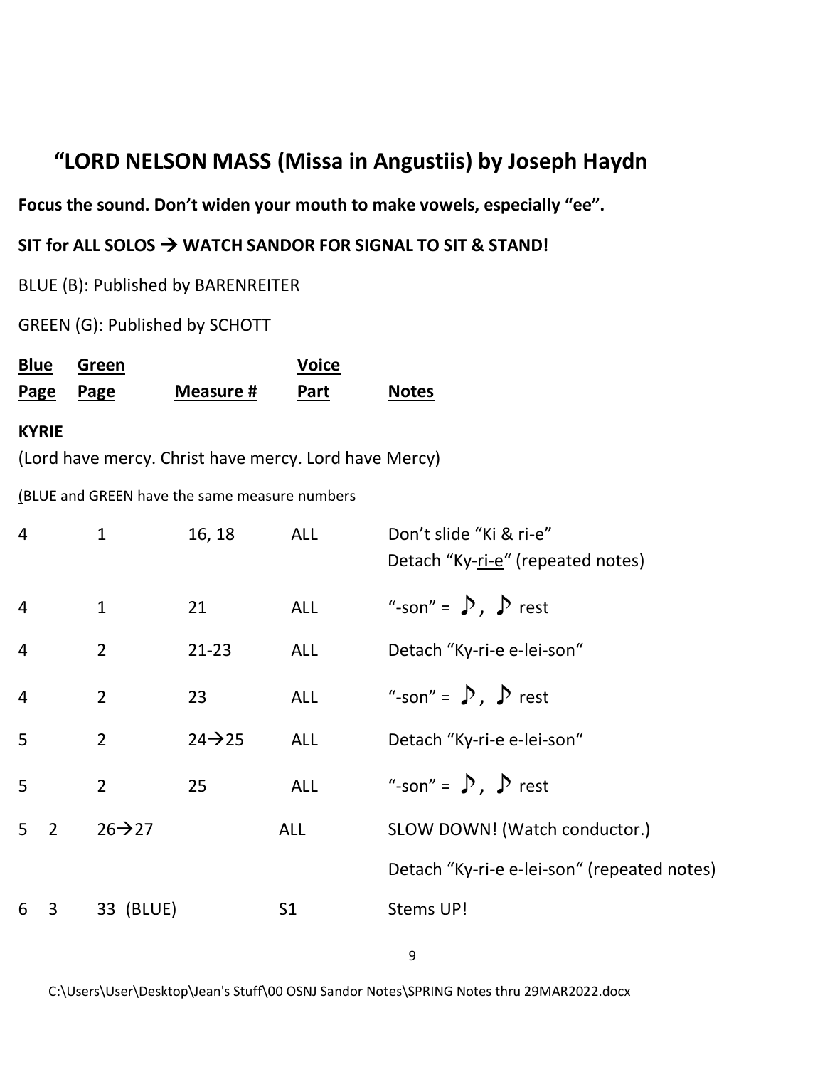# "LORD NELSON MASS (Missa in Angustiis) by Joseph Haydn

**Focus the sound. Don't widen your mouth to make vowels, especially "ee".**

**SIT for ALL SOLOS → WATCH SANDOR FOR SIGNAL TO SIT & STAND!**

BLUE (B): Published by BARENREITER

GREEN (G): Published by SCHOTT

| Blue Page | Green Page | Measure # | Voice Part | Notes |
|---|---|---|---|---|
| **KYRIE** | | | | |
| (Lord have mercy. Christ have mercy. Lord have Mercy) | | | | |
| (BLUE and GREEN have the same measure numbers | | | | |
| 4 | 1 | 16, 18 | ALL | Don't slide "Ki & ri-e"<br>Detach "Ky-ri-e" (repeated notes) |
| 4 | 1 | 21 | ALL | "-son" = ♪, ♪ rest |
| 4 | 2 | 21-23 | ALL | Detach "Ky-ri-e e-lei-son" |
| 4 | 2 | 23 | ALL | "-son" = ♪, ♪ rest |
| 5 | 2 | 24→25 | ALL | Detach "Ky-ri-e e-lei-son" |
| 5 | 2 | 25 | ALL | "-son" = ♪, ♪ rest |
| 5 | 2 | 26→27 | ALL | SLOW DOWN! (Watch conductor.)<br>Detach "Ky-ri-e e-lei-son" (repeated notes) |
| 6 | 3 | 33 (BLUE) | S1 | Stems UP! |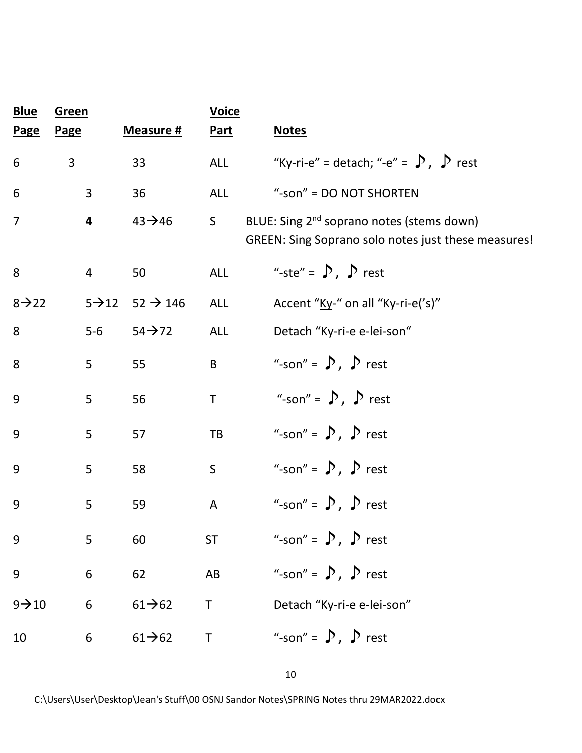| **Blue Page** | **Green Page** | **Measure #** | **Voice Part** | **Notes** |
|---|---|---|---|---|
| 6 | 3 | 33 | ALL | "Ky-ri-e" = detach; "-e" = ♪, ♪ rest |
| 6 | 3 | 36 | ALL | "-son" = DO NOT SHORTEN |
| 7 | **4** | 43→46 | S | BLUE: Sing 2nd soprano notes (stems down)<br>GREEN: Sing Soprano solo notes just these measures! |
| 8 | 4 | 50 | ALL | "-ste" = ♪, ♪ rest |
| 8→22 | 5→12 | 52 → 146 | ALL | Accent "Ky-" on all "Ky-ri-e('s)" |
| 8 | 5-6 | 54→72 | ALL | Detach "Ky-ri-e e-lei-son" |
| 8 | 5 | 55 | B | "-son" = ♪, ♪ rest |
| 9 | 5 | 56 | T | "-son" = ♪, ♪ rest |
| 9 | 5 | 57 | TB | "-son" = ♪, ♪ rest |
| 9 | 5 | 58 | S | "-son" = ♪, ♪ rest |
| 9 | 5 | 59 | A | "-son" = ♪, ♪ rest |
| 9 | 5 | 60 | ST | "-son" = ♪, ♪ rest |
| 9 | 6 | 62 | AB | "-son" = ♪, ♪ rest |
| 9→10 | 6 | 61→62 | T | Detach "Ky-ri-e e-lei-son" |
| 10 | 6 | 61→62 | T | "-son" = ♪, ♪ rest |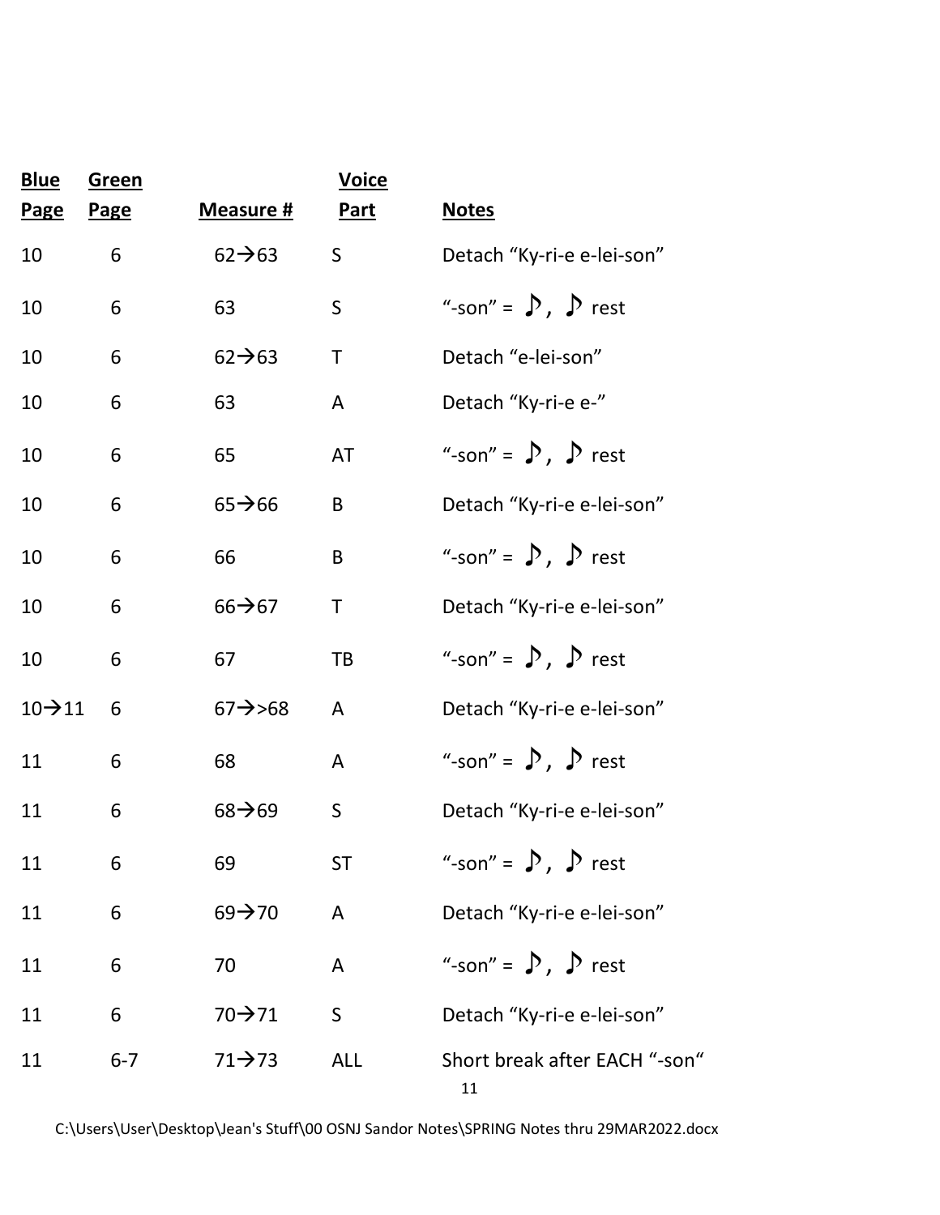| Blue Page | Green Page | Measure # | Voice Part | Notes |
|---|---|---|---|---|
| 10 | 6 | 62→63 | S | Detach "Ky-ri-e e-lei-son" |
| 10 | 6 | 63 | S | "-son" = ♪, ♪ rest |
| 10 | 6 | 62→63 | T | Detach "e-lei-son" |
| 10 | 6 | 63 | A | Detach "Ky-ri-e e-" |
| 10 | 6 | 65 | AT | "-son" = ♪, ♪ rest |
| 10 | 6 | 65→66 | B | Detach "Ky-ri-e e-lei-son" |
| 10 | 6 | 66 | B | "-son" = ♪, ♪ rest |
| 10 | 6 | 66→67 | T | Detach "Ky-ri-e e-lei-son" |
| 10 | 6 | 67 | TB | "-son" = ♪, ♪ rest |
| 10→11 | 6 | 67→>68 | A | Detach "Ky-ri-e e-lei-son" |
| 11 | 6 | 68 | A | "-son" = ♪, ♪ rest |
| 11 | 6 | 68→69 | S | Detach "Ky-ri-e e-lei-son" |
| 11 | 6 | 69 | ST | "-son" = ♪, ♪ rest |
| 11 | 6 | 69→70 | A | Detach "Ky-ri-e e-lei-son" |
| 11 | 6 | 70 | A | "-son" = ♪, ♪ rest |
| 11 | 6 | 70→71 | S | Detach "Ky-ri-e e-lei-son" |
| 11 | 6-7 | 71→73 | ALL | Short break after EACH "-son" |

C:\Users\User\Desktop\Jean's Stuff\00 OSNJ Sandor Notes\SPRING Notes thru 29MAR2022.docx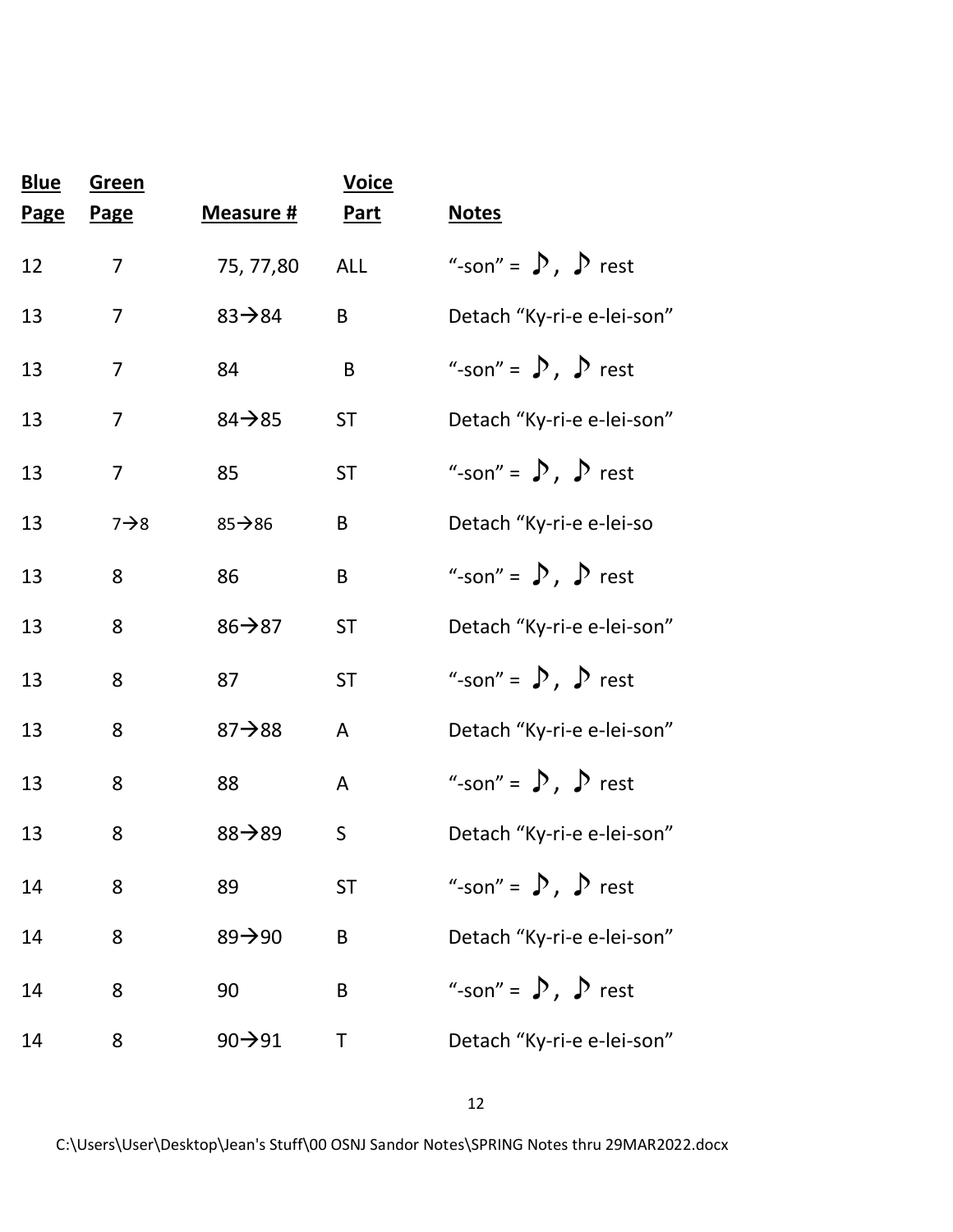| Blue Page | Green Page | Measure # | Voice Part | Notes |
|---|---|---|---|---|
| 12 | 7 | 75, 77,80 | ALL | "-son" = ♪, ♪ rest |
| 13 | 7 | 83→84 | B | Detach "Ky-ri-e e-lei-son" |
| 13 | 7 | 84 | B | "-son" = ♪, ♪ rest |
| 13 | 7 | 84→85 | ST | Detach "Ky-ri-e e-lei-son" |
| 13 | 7 | 85 | ST | "-son" = ♪, ♪ rest |
| 13 | 7→8 | 85→86 | B | Detach "Ky-ri-e e-lei-so |
| 13 | 8 | 86 | B | "-son" = ♪, ♪ rest |
| 13 | 8 | 86→87 | ST | Detach "Ky-ri-e e-lei-son" |
| 13 | 8 | 87 | ST | "-son" = ♪, ♪ rest |
| 13 | 8 | 87→88 | A | Detach "Ky-ri-e e-lei-son" |
| 13 | 8 | 88 | A | "-son" = ♪, ♪ rest |
| 13 | 8 | 88→89 | S | Detach "Ky-ri-e e-lei-son" |
| 14 | 8 | 89 | ST | "-son" = ♪, ♪ rest |
| 14 | 8 | 89→90 | B | Detach "Ky-ri-e e-lei-son" |
| 14 | 8 | 90 | B | "-son" = ♪, ♪ rest |
| 14 | 8 | 90→91 | T | Detach "Ky-ri-e e-lei-son" |

C:\Users\User\Desktop\Jean's Stuff\00 OSNJ Sandor Notes\SPRING Notes thru 29MAR2022.docx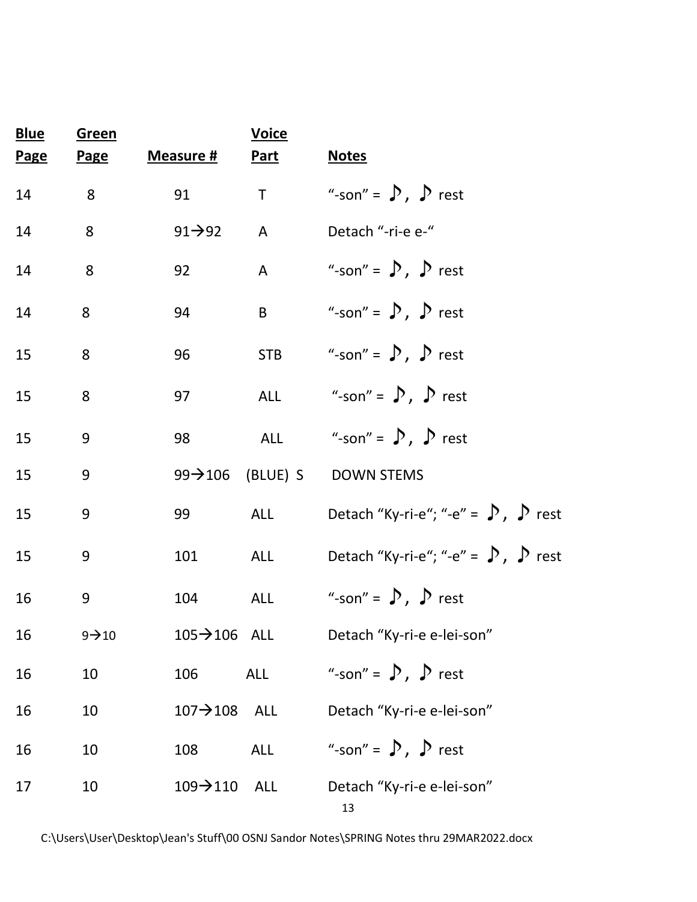| Blue Page | Green Page | Measure # | Voice Part | Notes |
| --- | --- | --- | --- | --- |
| 14 | 8 | 91 | T | "-son" = ♪, ♪ rest |
| 14 | 8 | 91→92 | A | Detach "-ri-e e-" |
| 14 | 8 | 92 | A | "-son" = ♪, ♪ rest |
| 14 | 8 | 94 | B | "-son" = ♪, ♪ rest |
| 15 | 8 | 96 | STB | "-son" = ♪, ♪ rest |
| 15 | 8 | 97 | ALL | "-son" = ♪, ♪ rest |
| 15 | 9 | 98 | ALL | "-son" = ♪, ♪ rest |
| 15 | 9 | 99→106 | (BLUE) S | DOWN STEMS |
| 15 | 9 | 99 | ALL | Detach "Ky-ri-e"; "-e" = ♪, ♪ rest |
| 15 | 9 | 101 | ALL | Detach "Ky-ri-e"; "-e" = ♪, ♪ rest |
| 16 | 9 | 104 | ALL | "-son" = ♪, ♪ rest |
| 16 | 9→10 | 105→106 | ALL | Detach "Ky-ri-e e-lei-son" |
| 16 | 10 | 106 | ALL | "-son" = ♪, ♪ rest |
| 16 | 10 | 107→108 | ALL | Detach "Ky-ri-e e-lei-son" |
| 16 | 10 | 108 | ALL | "-son" = ♪, ♪ rest |
| 17 | 10 | 109→110 | ALL | Detach "Ky-ri-e e-lei-son" |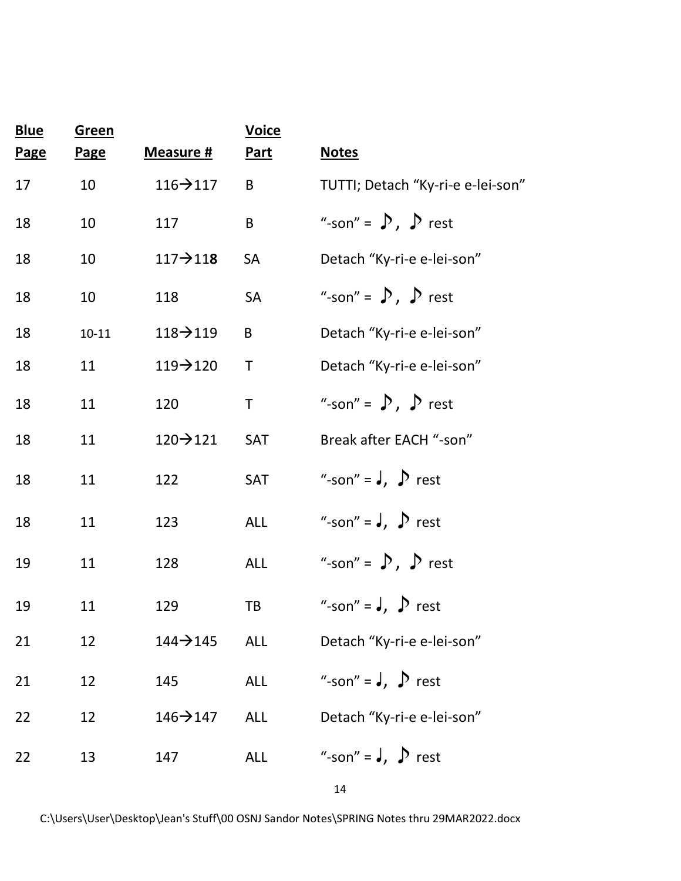| Blue Page | Green Page | Measure # | Voice Part | Notes |
|---|---|---|---|---|
| 17 | 10 | 116→117 | B | TUTTI; Detach “Ky-ri-e e-lei-son” |
| 18 | 10 | 117 | B | “-son” = ♪, ♪ rest |
| 18 | 10 | 117→11**8** | SA | Detach “Ky-ri-e e-lei-son” |
| 18 | 10 | 118 | SA | “-son” = ♪, ♪ rest |
| 18 | 10-11 | 118→119 | B | Detach “Ky-ri-e e-lei-son” |
| 18 | 11 | 119→120 | T | Detach “Ky-ri-e e-lei-son” |
| 18 | 11 | 120 | T | “-son” = ♪, ♪ rest |
| 18 | 11 | 120→121 | SAT | Break after EACH “-son” |
| 18 | 11 | 122 | SAT | “-son” = ♩, ♪ rest |
| 18 | 11 | 123 | ALL | “-son” = ♩, ♪ rest |
| 19 | 11 | 128 | ALL | “-son” = ♪, ♪ rest |
| 19 | 11 | 129 | TB | “-son” = ♩, ♪ rest |
| 21 | 12 | 144→145 | ALL | Detach “Ky-ri-e e-lei-son” |
| 21 | 12 | 145 | ALL | “-son” = ♩, ♪ rest |
| 22 | 12 | 146→147 | ALL | Detach “Ky-ri-e e-lei-son” |
| 22 | 13 | 147 | ALL | “-son” = ♩, ♪ rest |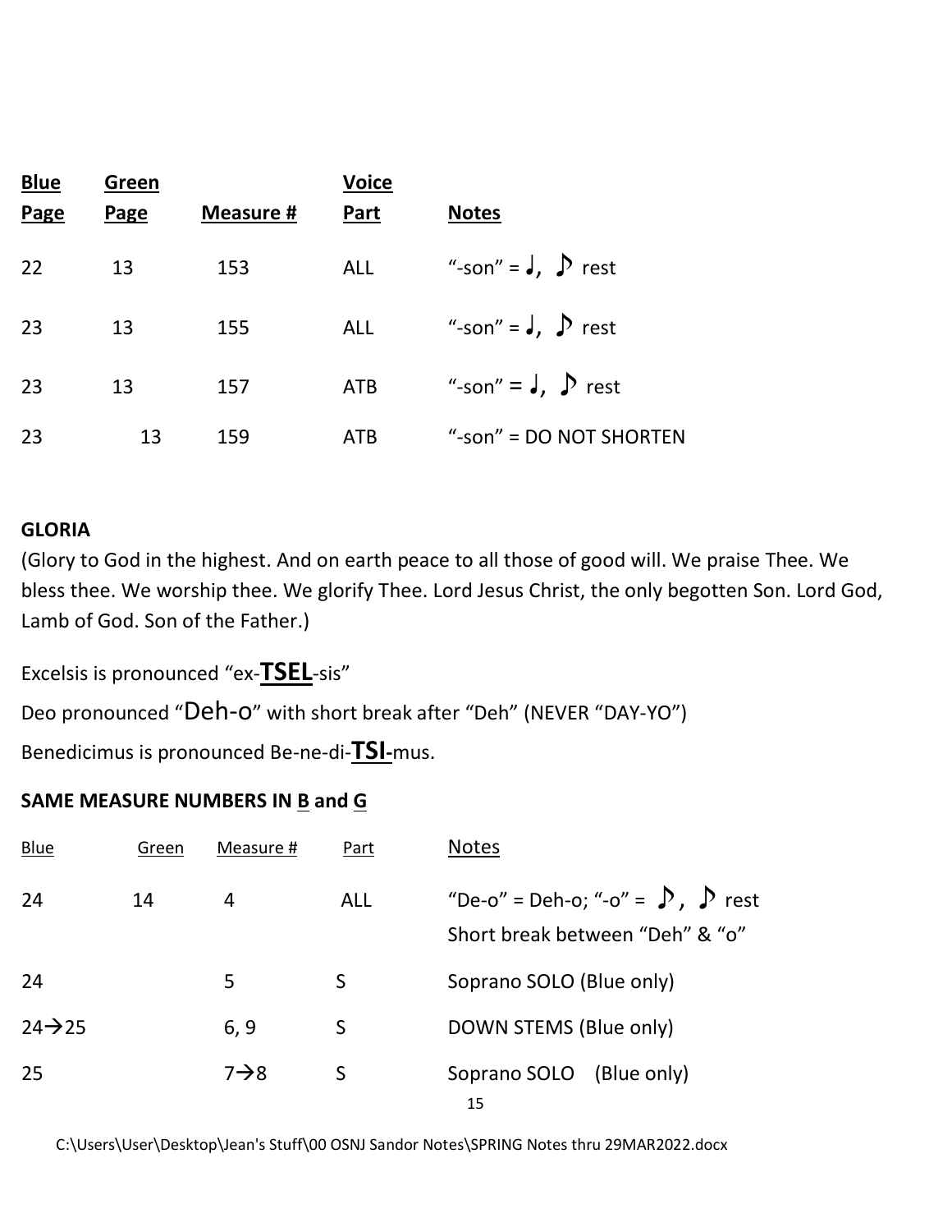| Blue Page | Green Page | Measure # | Voice Part | Notes |
|---|---|---|---|---|
| 22 | 13 | 153 | ALL | "-son" = ♩, ♪ rest |
| 23 | 13 | 155 | ALL | "-son" = ♩, ♪ rest |
| 23 | 13 | 157 | ATB | "-son" = ♩, ♪ rest |
| 23 | 13 | 159 | ATB | "-son" = DO NOT SHORTEN |

**GLORIA**

(Glory to God in the highest. And on earth peace to all those of good will. We praise Thee. We bless thee. We worship thee. We glorify Thee. Lord Jesus Christ, the only begotten Son. Lord God, Lamb of God. Son of the Father.)

Excelsis is pronounced "ex-**TSEL**-sis"

Deo pronounced "Deh-o" with short break after "Deh" (NEVER "DAY-YO")

Benedicimus is pronounced Be-ne-di-**TSI**-mus.

**SAME MEASURE NUMBERS IN B and G**

| Blue | Green | Measure # | Part | Notes |
|---|---|---|---|---|
| 24 | 14 | 4 | ALL | "De-o" = Deh-o; "-o" = ♪, ♪ rest<br>Short break between "Deh" & "o" |
| 24 | | 5 | S | Soprano SOLO (Blue only) |
| 24→25 | | 6, 9 | S | DOWN STEMS (Blue only) |
| 25 | | 7→8 | S | Soprano SOLO (Blue only) |

C:\Users\User\Desktop\Jean's Stuff\00 OSNJ Sandor Notes\SPRING Notes thru 29MAR2022.docx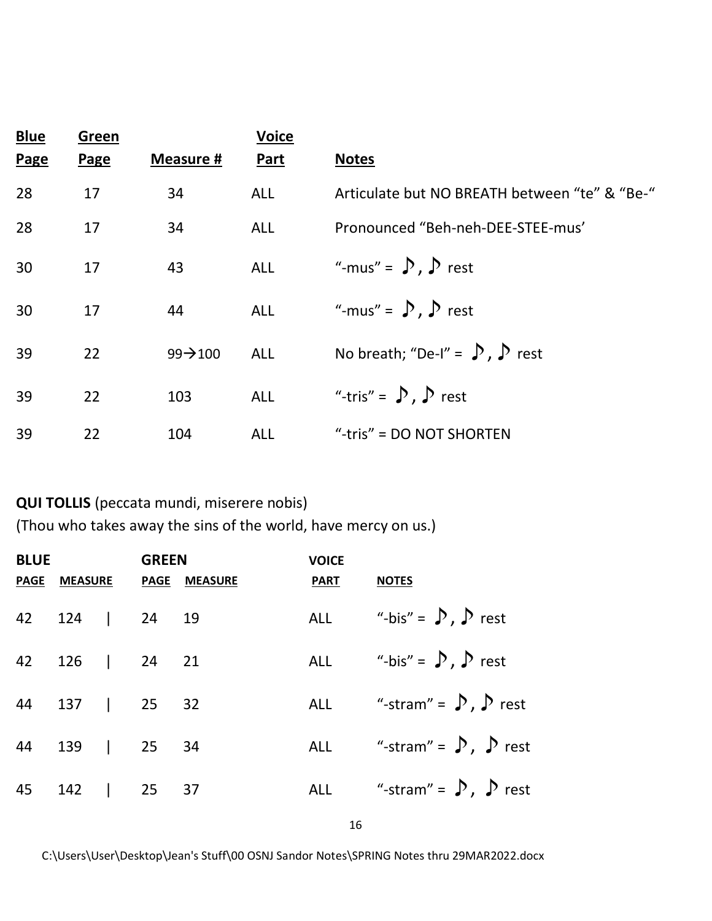| Blue Page | Green Page | Measure # | Voice Part | Notes |
|---|---|---|---|---|
| 28 | 17 | 34 | ALL | Articulate but NO BREATH between "te" & "Be-" |
| 28 | 17 | 34 | ALL | Pronounced "Beh-neh-DEE-STEE-mus' |
| 30 | 17 | 43 | ALL | "-mus" = ♪, ♪ rest |
| 30 | 17 | 44 | ALL | "-mus" = ♪, ♪ rest |
| 39 | 22 | 99→100 | ALL | No breath; "De-I" = ♪, ♪ rest |
| 39 | 22 | 103 | ALL | "-tris" = ♪, ♪ rest |
| 39 | 22 | 104 | ALL | "-tris" = DO NOT SHORTEN |

**QUI TOLLIS** (peccata mundi, miserere nobis)
(Thou who takes away the sins of the world, have mercy on us.)

| BLUE PAGE | BLUE MEASURE | | GREEN PAGE | GREEN MEASURE | VOICE PART | NOTES |
|---|---|---|---|---|---|---|
| 42 | 124 | \| | 24 | 19 | ALL | "-bis" = ♪, ♪ rest |
| 42 | 126 | \| | 24 | 21 | ALL | "-bis" = ♪, ♪ rest |
| 44 | 137 | \| | 25 | 32 | ALL | "-stram" = ♪, ♪ rest |
| 44 | 139 | \| | 25 | 34 | ALL | "-stram" = ♪, ♪ rest |
| 45 | 142 | \| | 25 | 37 | ALL | "-stram" = ♪, ♪ rest |

C:\Users\User\Desktop\Jean's Stuff\00 OSNJ Sandor Notes\SPRING Notes thru 29MAR2022.docx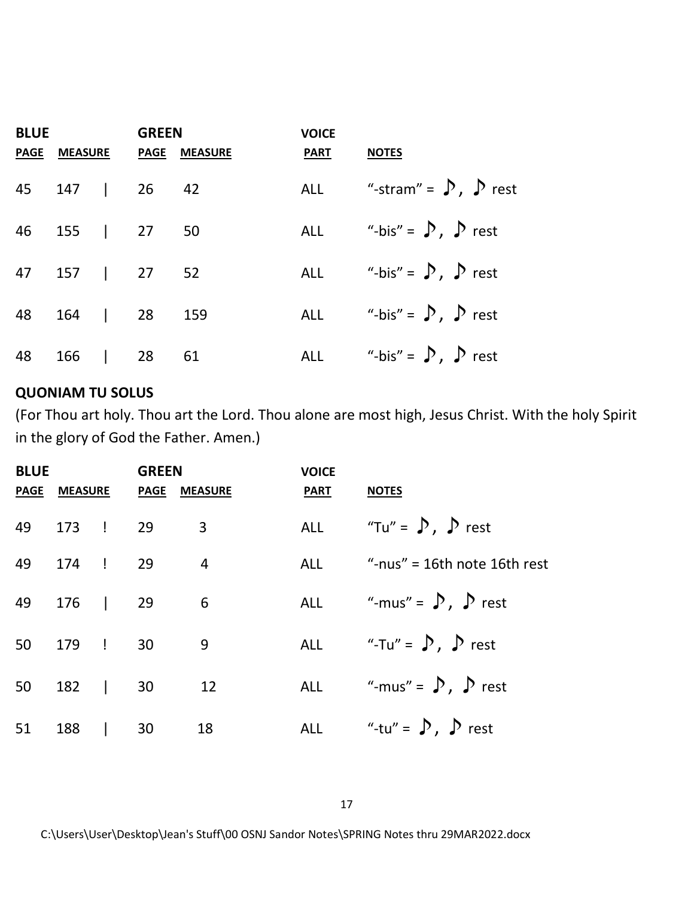| BLUE | | | GREEN | | VOICE | |
|---|---|---|---|---|---|---|
| PAGE | MEASURE | | PAGE | MEASURE | PART | NOTES |
| 45 | 147 | \| | 26 | 42 | ALL | "-stram" = ♪, ♪ rest |
| 46 | 155 | \| | 27 | 50 | ALL | "-bis" = ♪, ♪ rest |
| 47 | 157 | \| | 27 | 52 | ALL | "-bis" = ♪, ♪ rest |
| 48 | 164 | \| | 28 | 159 | ALL | "-bis" = ♪, ♪ rest |
| 48 | 166 | \| | 28 | 61 | ALL | "-bis" = ♪, ♪ rest |

**QUONIAM TU SOLUS**

(For Thou art holy. Thou art the Lord. Thou alone are most high, Jesus Christ. With the holy Spirit in the glory of God the Father. Amen.)

| BLUE | | | GREEN | | VOICE | |
|---|---|---|---|---|---|---|
| PAGE | MEASURE | | PAGE | MEASURE | PART | NOTES |
| 49 | 173 | ! | 29 | 3 | ALL | "Tu" = ♪, ♪ rest |
| 49 | 174 | ! | 29 | 4 | ALL | "-nus" = 16th note 16th rest |
| 49 | 176 | \| | 29 | 6 | ALL | "-mus" = ♪, ♪ rest |
| 50 | 179 | ! | 30 | 9 | ALL | "-Tu" = ♪, ♪ rest |
| 50 | 182 | \| | 30 | 12 | ALL | "-mus" = ♪, ♪ rest |
| 51 | 188 | \| | 30 | 18 | ALL | "-tu" = ♪, ♪ rest |

C:\Users\User\Desktop\Jean's Stuff\00 OSNJ Sandor Notes\SPRING Notes thru 29MAR2022.docx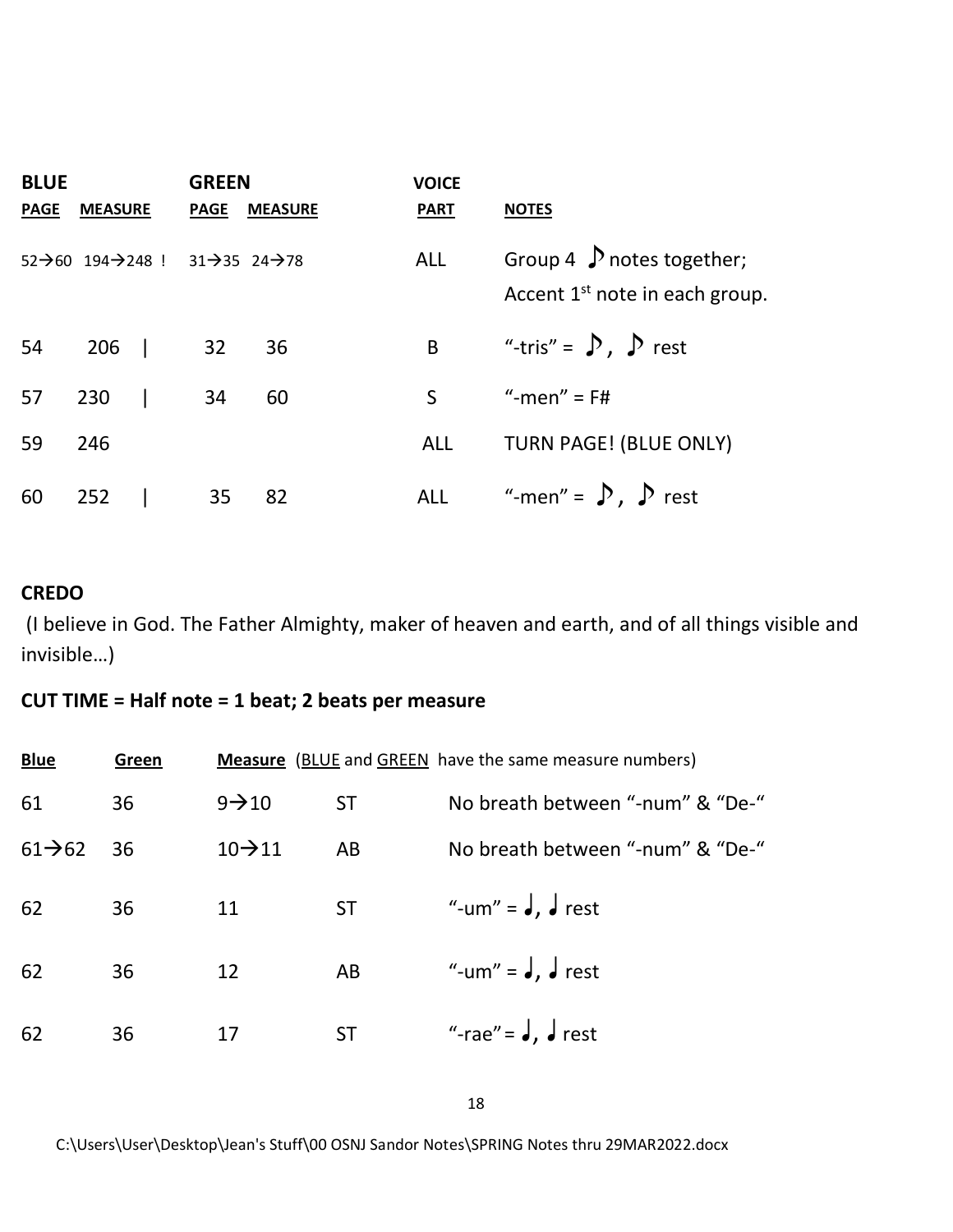| BLUE | | GREEN | | VOICE | |
|---|---|---|---|---|---|
| **PAGE** | **MEASURE** | **PAGE** | **MEASURE** | **PART** | **NOTES** |
| 52→60 | 194→248 ! | 31→35 | 24→78 | ALL | Group 4 ♪ notes together; Accent 1st note in each group. |
| 54 | 206 \| | 32 | 36 | B | "-tris" = ♪, ♪ rest |
| 57 | 230 \| | 34 | 60 | S | "-men" = F# |
| 59 | 246 | | | ALL | TURN PAGE! (BLUE ONLY) |
| 60 | 252 \| | 35 | 82 | ALL | "-men" = ♪, ♪ rest |

## CREDO

(I believe in God. The Father Almighty, maker of heaven and earth, and of all things visible and invisible…)

**CUT TIME = Half note = 1 beat; 2 beats per measure**

| Blue | Green | Measure (BLUE and GREEN have the same measure numbers) | | |
|---|---|---|---|---|
| 61 | 36 | 9→10 | ST | No breath between "-num" & "De-" |
| 61→62 | 36 | 10→11 | AB | No breath between "-num" & "De-" |
| 62 | 36 | 11 | ST | "-um" = ♩, ♩ rest |
| 62 | 36 | 12 | AB | "-um" = ♩, ♩ rest |
| 62 | 36 | 17 | ST | "-rae" = ♩, ♩ rest |

C:\Users\User\Desktop\Jean's Stuff\00 OSNJ Sandor Notes\SPRING Notes thru 29MAR2022.docx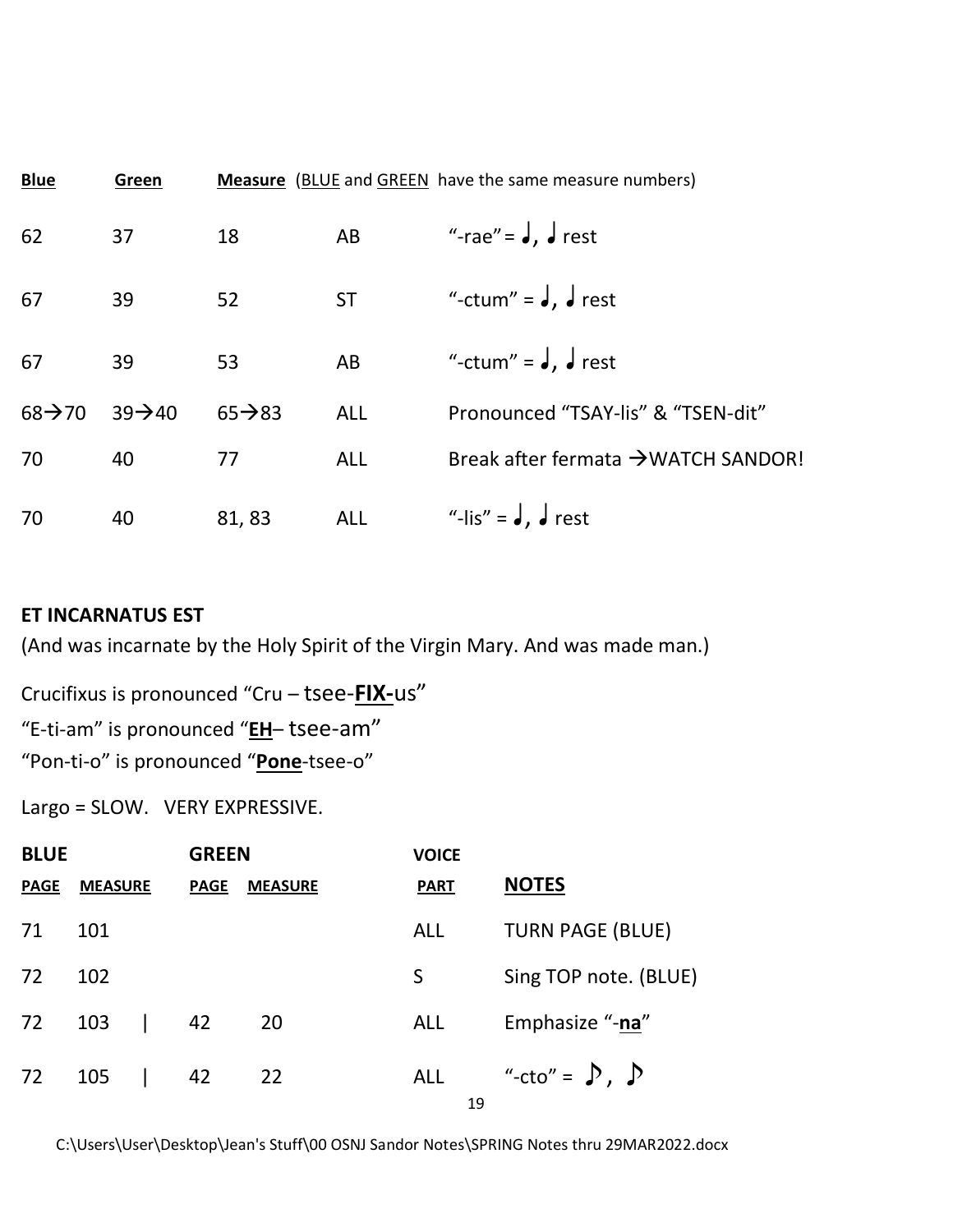| Blue | Green | Measure (BLUE and GREEN have the same measure numbers) | | |
|---|---|---|---|---|
| 62 | 37 | 18 | AB | "-rae" = ♩, ♩ rest |
| 67 | 39 | 52 | ST | "-ctum" = ♩, ♩ rest |
| 67 | 39 | 53 | AB | "-ctum" = ♩, ♩ rest |
| 68→70 | 39→40 | 65→83 | ALL | Pronounced "TSAY-lis" & "TSEN-dit" |
| 70 | 40 | 77 | ALL | Break after fermata →WATCH SANDOR! |
| 70 | 40 | 81, 83 | ALL | "-lis" = ♩, ♩ rest |

**ET INCARNATUS EST**

(And was incarnate by the Holy Spirit of the Virgin Mary. And was made man.)

Crucifixus is pronounced "Cru – tsee-**FIX-**us"

"E-ti-am" is pronounced "**EH**– tsee-am"

"Pon-ti-o" is pronounced "**Pone**-tsee-o"

Largo = SLOW. VERY EXPRESSIVE.

| BLUE | | GREEN | | VOICE | |
|---|---|---|---|---|---|
| PAGE | MEASURE | PAGE | MEASURE | PART | **NOTES** |
| 71 | 101 | | | ALL | TURN PAGE (BLUE) |
| 72 | 102 | | | S | Sing TOP note. (BLUE) |
| 72 | 103 | 42 | 20 | ALL | Emphasize "-**na**" |
| 72 | 105 | 42 | 22 | ALL | "-cto" = ♪, ♪ |

C:\Users\User\Desktop\Jean's Stuff\00 OSNJ Sandor Notes\SPRING Notes thru 29MAR2022.docx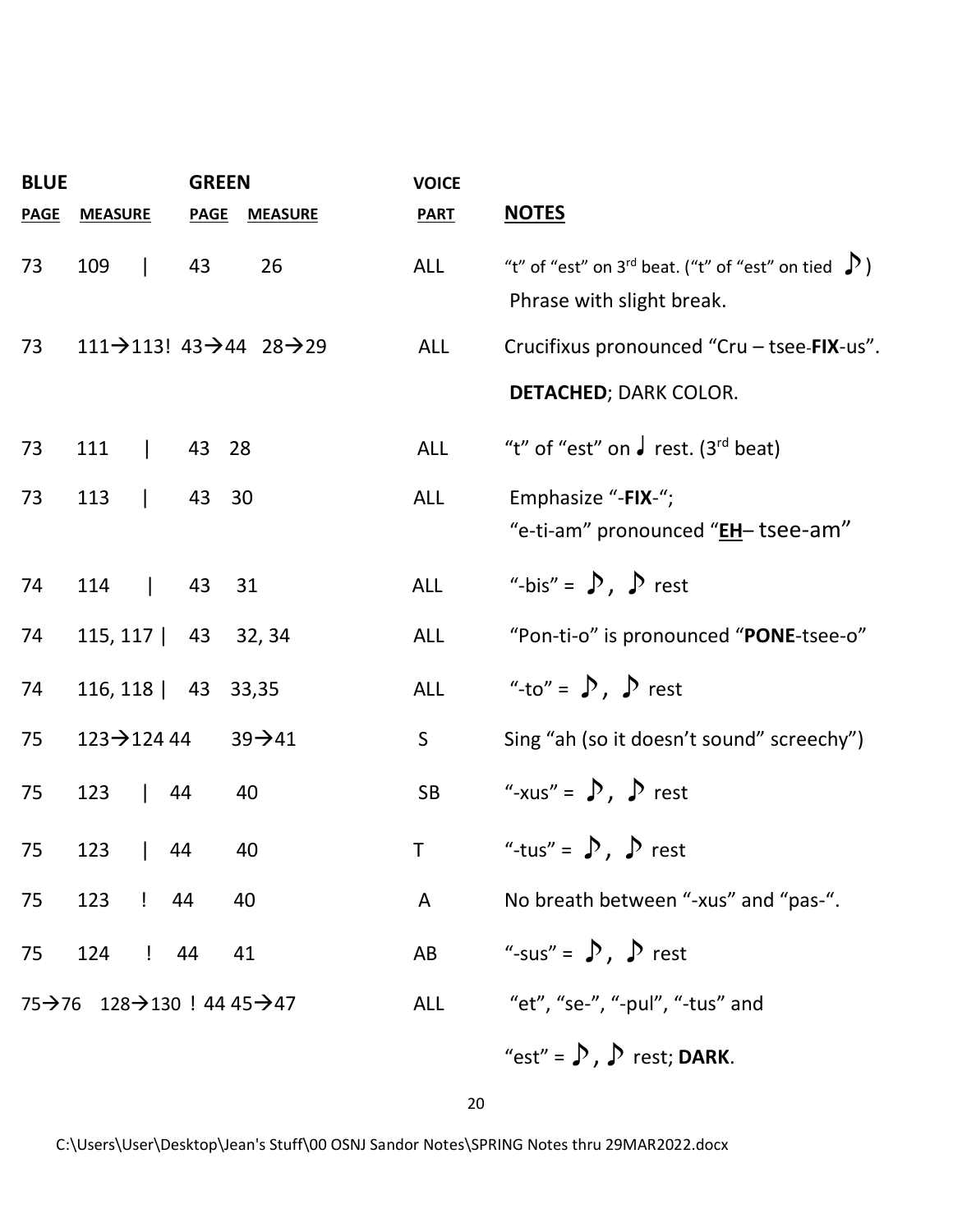| BLUE | | | GREEN | | VOICE | |
|---|---|---|---|---|---|---|
| **PAGE** | **MEASURE** | | **PAGE** | **MEASURE** | **PART** | **NOTES** |
| 73 | 109 | \| | 43 | 26 | ALL | "t" of "est" on 3rd beat. ("t" of "est" on tied ♪) Phrase with slight break. |
| 73 | 111→113 | ! | 43→44 | 28→29 | ALL | Crucifixus pronounced "Cru – tsee-**FIX**-us". **DETACHED**; DARK COLOR. |
| 73 | 111 | \| | 43 | 28 | ALL | "t" of "est" on ♩ rest. (3rd beat) |
| 73 | 113 | \| | 43 | 30 | ALL | Emphasize "-**FIX**-"; "e-ti-am" pronounced "**<u>EH</u>**– tsee-am" |
| 74 | 114 | \| | 43 | 31 | ALL | "-bis" = ♪, ♪ rest |
| 74 | 115, 117 | \| | 43 | 32, 34 | ALL | "Pon-ti-o" is pronounced "**PONE**-tsee-o" |
| 74 | 116, 118 | \| | 43 | 33,35 | ALL | "-to" = ♪, ♪ rest |
| 75 | 123→124 | | 44 | 39→41 | S | Sing "ah (so it doesn't sound" screechy") |
| 75 | 123 | \| | 44 | 40 | SB | "-xus" = ♪, ♪ rest |
| 75 | 123 | \| | 44 | 40 | T | "-tus" = ♪, ♪ rest |
| 75 | 123 | ! | 44 | 40 | A | No breath between "-xus" and "pas-". |
| 75 | 124 | ! | 44 | 41 | AB | "-sus" = ♪, ♪ rest |
| 75→76 | 128→130 | ! | 44 | 45→47 | ALL | "et", "se-", "-pul", "-tus" and "est" = ♪, ♪ rest; **DARK**. |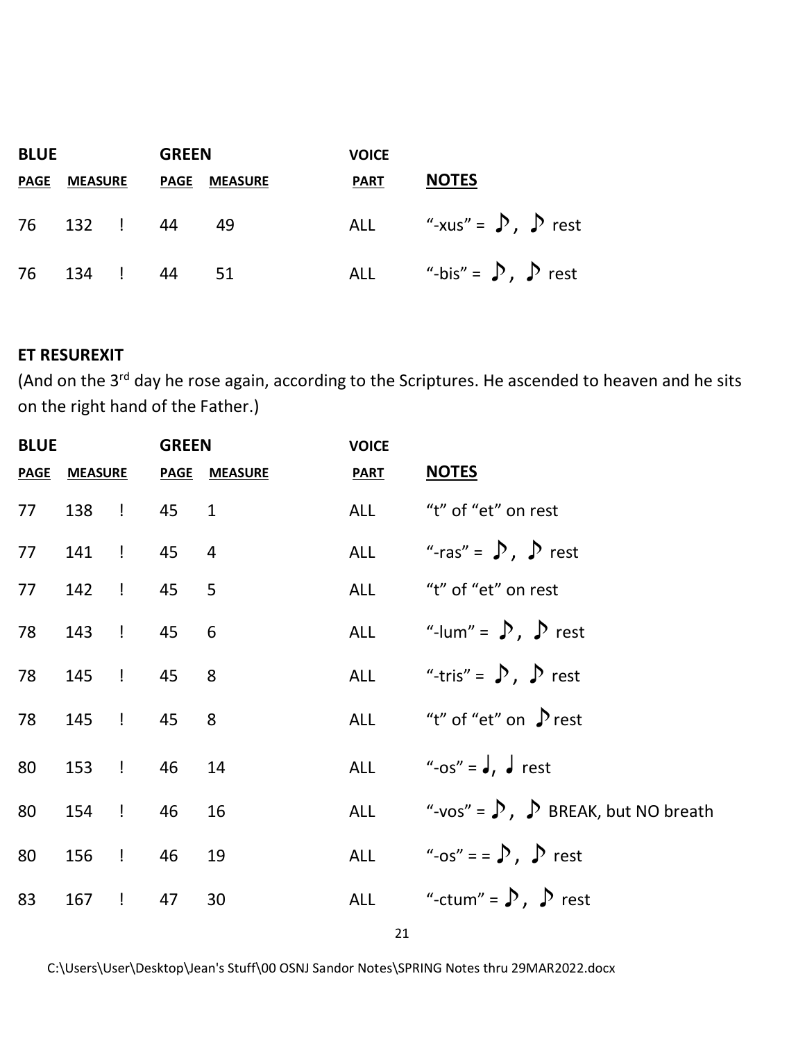| BLUE | | | GREEN | | VOICE | |
|---|---|---|---|---|---|---|
| **PAGE** | **MEASURE** | | **PAGE** | **MEASURE** | **PART** | **NOTES** |
| 76 | 132 | ! | 44 | 49 | ALL | "-xus" = ♪, ♪ rest |
| 76 | 134 | ! | 44 | 51 | ALL | "-bis" = ♪, ♪ rest |

**ET RESUREXIT**

(And on the 3rd day he rose again, according to the Scriptures. He ascended to heaven and he sits on the right hand of the Father.)

| BLUE | | | GREEN | | VOICE | |
|---|---|---|---|---|---|---|
| **PAGE** | **MEASURE** | | **PAGE** | **MEASURE** | **PART** | **NOTES** |
| 77 | 138 | ! | 45 | 1 | ALL | "t" of "et" on rest |
| 77 | 141 | ! | 45 | 4 | ALL | "-ras" = ♪, ♪ rest |
| 77 | 142 | ! | 45 | 5 | ALL | "t" of "et" on rest |
| 78 | 143 | ! | 45 | 6 | ALL | "-lum" = ♪, ♪ rest |
| 78 | 145 | ! | 45 | 8 | ALL | "-tris" = ♪, ♪ rest |
| 78 | 145 | ! | 45 | 8 | ALL | "t" of "et" on ♪ rest |
| 80 | 153 | ! | 46 | 14 | ALL | "-os" = ♩, ♩ rest |
| 80 | 154 | ! | 46 | 16 | ALL | "-vos" = ♪, ♪ BREAK, but NO breath |
| 80 | 156 | ! | 46 | 19 | ALL | "-os" = = ♪, ♪ rest |
| 83 | 167 | ! | 47 | 30 | ALL | "-ctum" = ♪, ♪ rest |

C:\Users\User\Desktop\Jean's Stuff\00 OSNJ Sandor Notes\SPRING Notes thru 29MAR2022.docx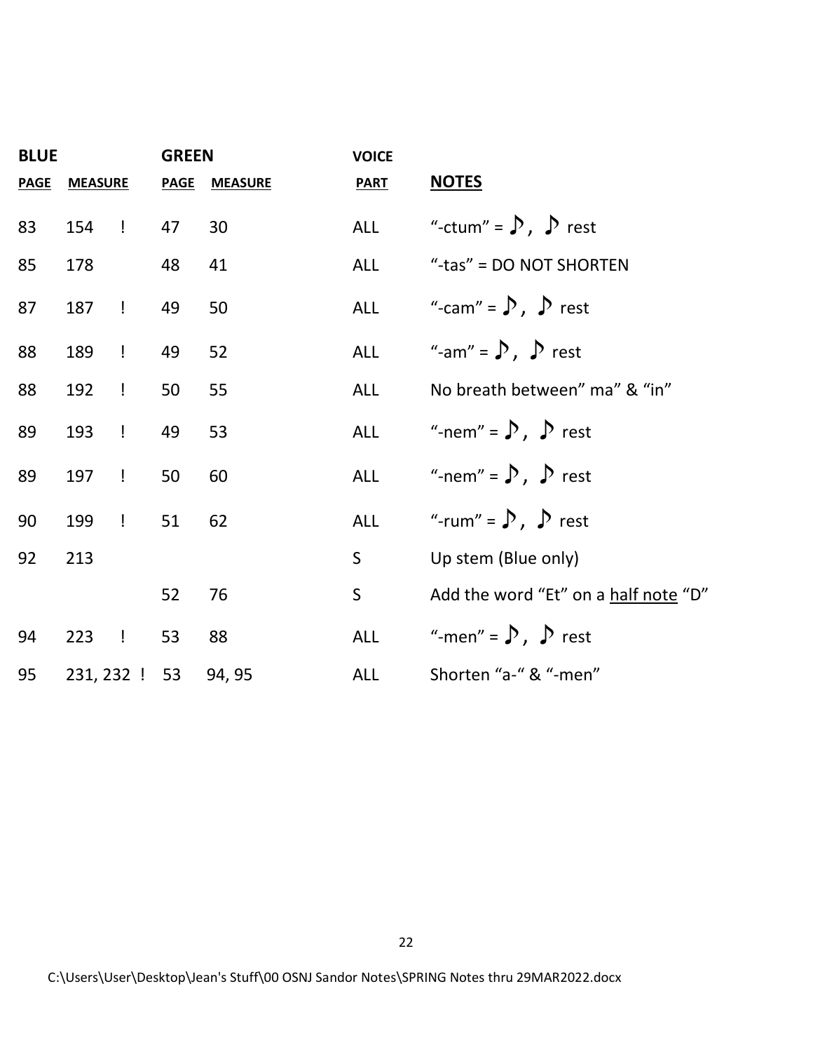| BLUE | | | GREEN | | VOICE | |
|---|---|---|---|---|---|---|
| **PAGE** | **MEASURE** | | **PAGE** | **MEASURE** | **PART** | **NOTES** |
| 83 | 154 | ! | 47 | 30 | ALL | "-ctum" = ♪, ♪ rest |
| 85 | 178 | | 48 | 41 | ALL | "-tas" = DO NOT SHORTEN |
| 87 | 187 | ! | 49 | 50 | ALL | "-cam" = ♪, ♪ rest |
| 88 | 189 | ! | 49 | 52 | ALL | "-am" = ♪, ♪ rest |
| 88 | 192 | ! | 50 | 55 | ALL | No breath between" ma" & "in" |
| 89 | 193 | ! | 49 | 53 | ALL | "-nem" = ♪, ♪ rest |
| 89 | 197 | ! | 50 | 60 | ALL | "-nem" = ♪, ♪ rest |
| 90 | 199 | ! | 51 | 62 | ALL | "-rum" = ♪, ♪ rest |
| 92 | 213 | | | | S | Up stem (Blue only) |
| | | | 52 | 76 | S | Add the word "Et" on a <u>half note</u> "D" |
| 94 | 223 | ! | 53 | 88 | ALL | "-men" = ♪, ♪ rest |
| 95 | 231, 232 | ! | 53 | 94, 95 | ALL | Shorten "a-" & "-men" |

C:\Users\User\Desktop\Jean's Stuff\00 OSNJ Sandor Notes\SPRING Notes thru 29MAR2022.docx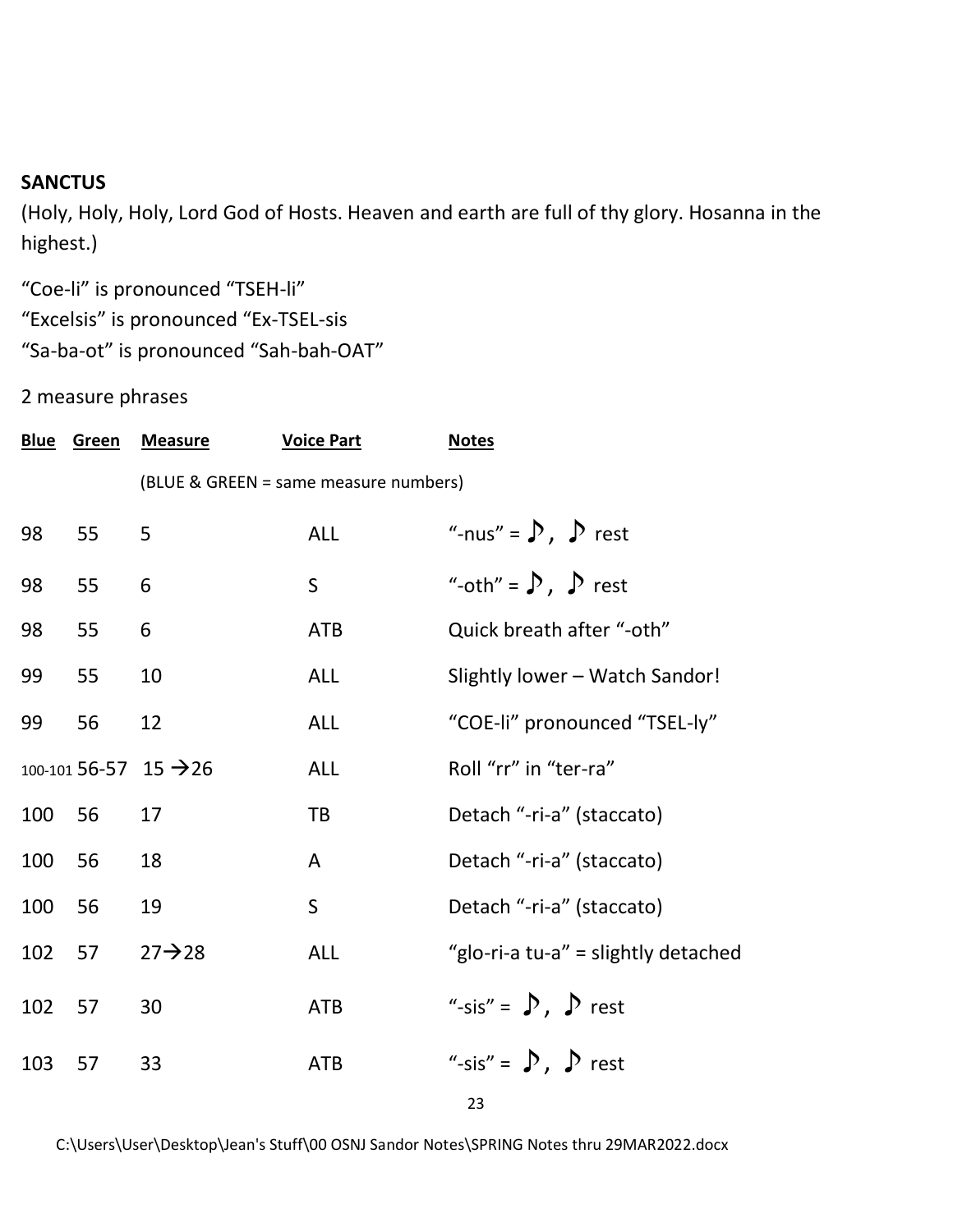**SANCTUS**

(Holy, Holy, Holy, Lord God of Hosts. Heaven and earth are full of thy glory. Hosanna in the highest.)

"Coe-li" is pronounced "TSEH-li"
"Excelsis" is pronounced "Ex-TSEL-sis
"Sa-ba-ot" is pronounced "Sah-bah-OAT"

2 measure phrases

| Blue | Green | Measure | Voice Part | Notes |
|---|---|---|---|---|
| | | (BLUE & GREEN = same measure numbers) | | |
| 98 | 55 | 5 | ALL | "-nus" = ♪, ♪ rest |
| 98 | 55 | 6 | S | "-oth" = ♪, ♪ rest |
| 98 | 55 | 6 | ATB | Quick breath after "-oth" |
| 99 | 55 | 10 | ALL | Slightly lower – Watch Sandor! |
| 99 | 56 | 12 | ALL | "COE-li" pronounced "TSEL-ly" |
| 100-101 | 56-57 | 15 → 26 | ALL | Roll "rr" in "ter-ra" |
| 100 | 56 | 17 | TB | Detach "-ri-a" (staccato) |
| 100 | 56 | 18 | A | Detach "-ri-a" (staccato) |
| 100 | 56 | 19 | S | Detach "-ri-a" (staccato) |
| 102 | 57 | 27→28 | ALL | "glo-ri-a tu-a" = slightly detached |
| 102 | 57 | 30 | ATB | "-sis" = ♪, ♪ rest |
| 103 | 57 | 33 | ATB | "-sis" = ♪, ♪ rest |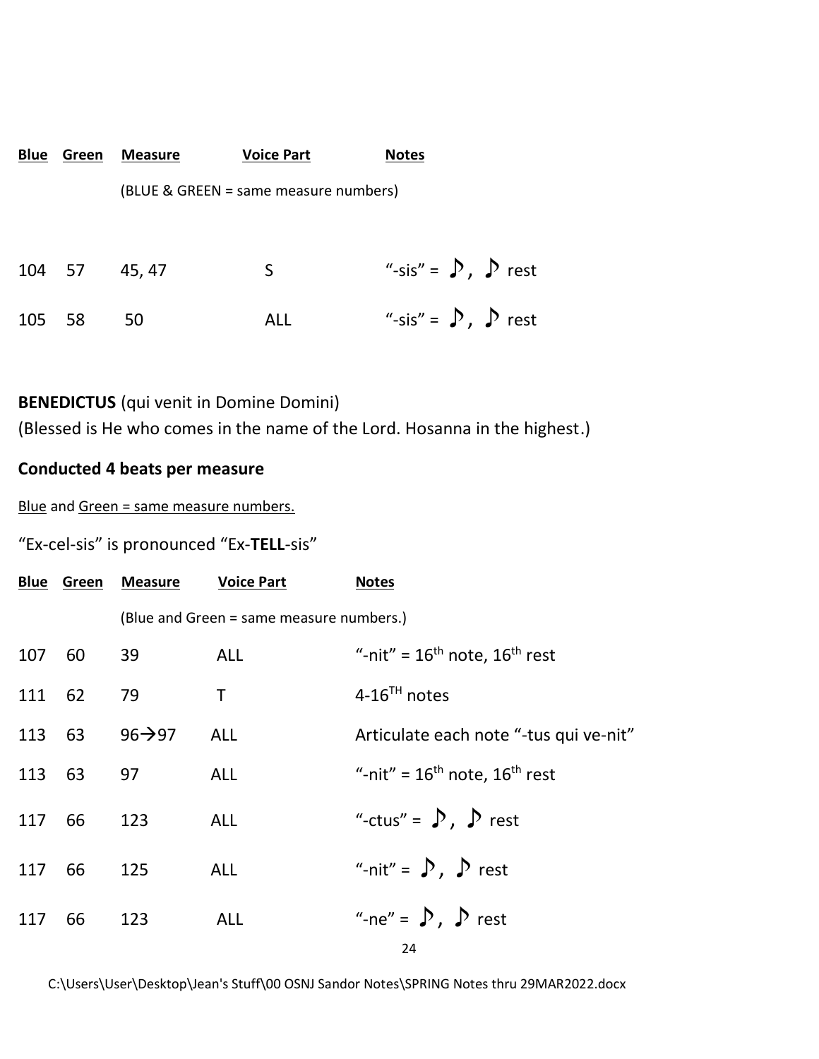| Blue | Green | Measure | Voice Part | Notes |
|---|---|---|---|---|
| | | (BLUE & GREEN = same measure numbers) | | |
| 104 | 57 | 45, 47 | S | "-sis" = ♪, ♪ rest |
| 105 | 58 | 50 | ALL | "-sis" = ♪, ♪ rest |

**BENEDICTUS** (qui venit in Domine Domini)

(Blessed is He who comes in the name of the Lord. Hosanna in the highest.)

**Conducted 4 beats per measure**

Blue and Green = same measure numbers.

"Ex-cel-sis" is pronounced "Ex-**TELL**-sis"

| Blue | Green | Measure | Voice Part | Notes |
|---|---|---|---|---|
| | | (Blue and Green = same measure numbers.) | | |
| 107 | 60 | 39 | ALL | "-nit" = 16th note, 16th rest |
| 111 | 62 | 79 | T | 4-16TH notes |
| 113 | 63 | 96→97 | ALL | Articulate each note "-tus qui ve-nit" |
| 113 | 63 | 97 | ALL | "-nit" = 16th note, 16th rest |
| 117 | 66 | 123 | ALL | "-ctus" = ♪, ♪ rest |
| 117 | 66 | 125 | ALL | "-nit" = ♪, ♪ rest |
| 117 | 66 | 123 | ALL | "-ne" = ♪, ♪ rest |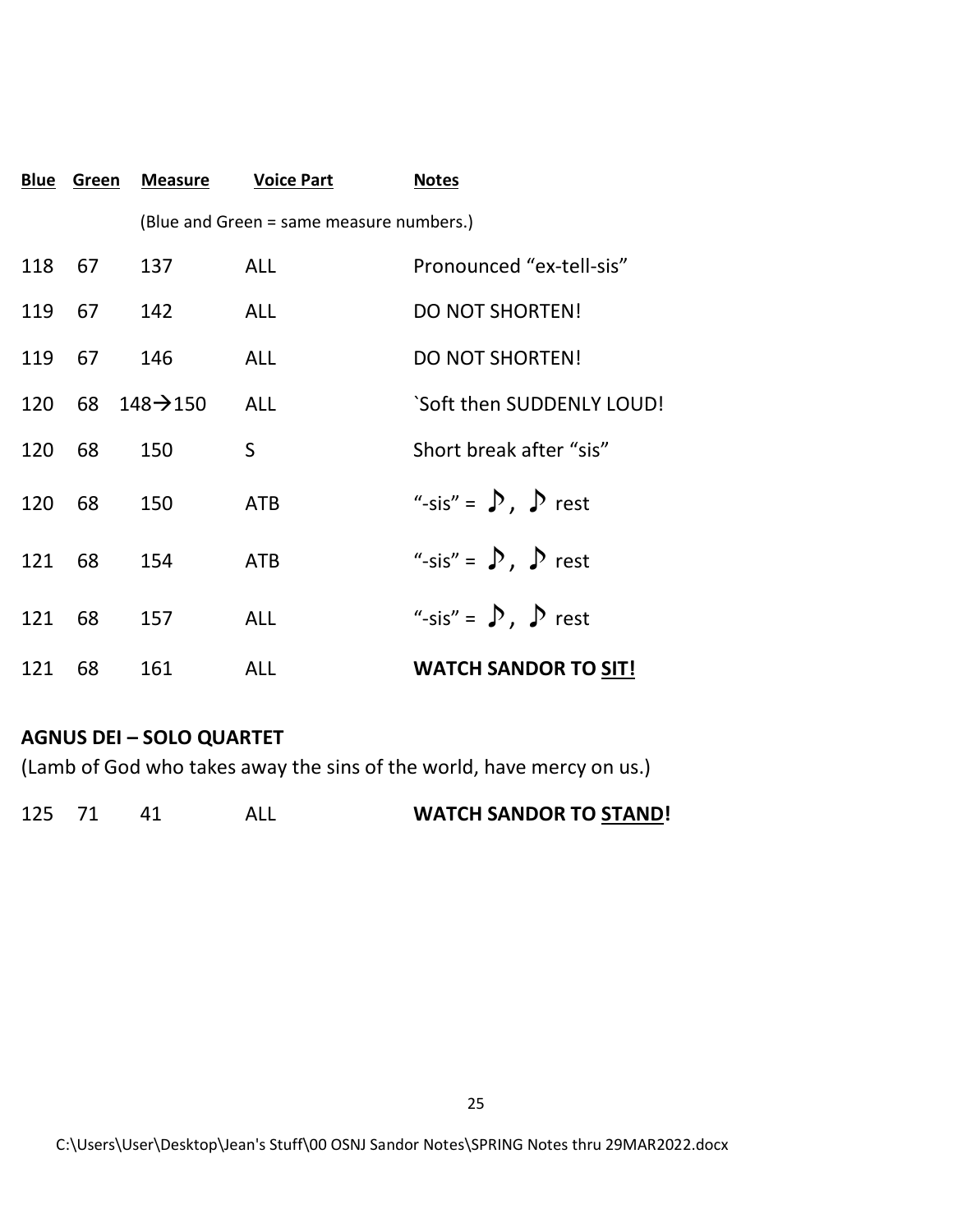| Blue | Green | Measure | Voice Part | Notes |
|---|---|---|---|---|
| | | (Blue and Green = same measure numbers.) | | |
| 118 | 67 | 137 | ALL | Pronounced "ex-tell-sis" |
| 119 | 67 | 142 | ALL | DO NOT SHORTEN! |
| 119 | 67 | 146 | ALL | DO NOT SHORTEN! |
| 120 | 68 | 148→150 | ALL | `Soft then SUDDENLY LOUD! |
| 120 | 68 | 150 | S | Short break after "sis" |
| 120 | 68 | 150 | ATB | "-sis" = ♪, ♪ rest |
| 121 | 68 | 154 | ATB | "-sis" = ♪, ♪ rest |
| 121 | 68 | 157 | ALL | "-sis" = ♪, ♪ rest |
| 121 | 68 | 161 | ALL | **WATCH SANDOR TO SIT!** |

**AGNUS DEI – SOLO QUARTET**

(Lamb of God who takes away the sins of the world, have mercy on us.)

| | | | | |
|---|---|---|---|---|
| 125 | 71 | 41 | ALL | **WATCH SANDOR TO STAND!** |

C:\Users\User\Desktop\Jean's Stuff\00 OSNJ Sandor Notes\SPRING Notes thru 29MAR2022.docx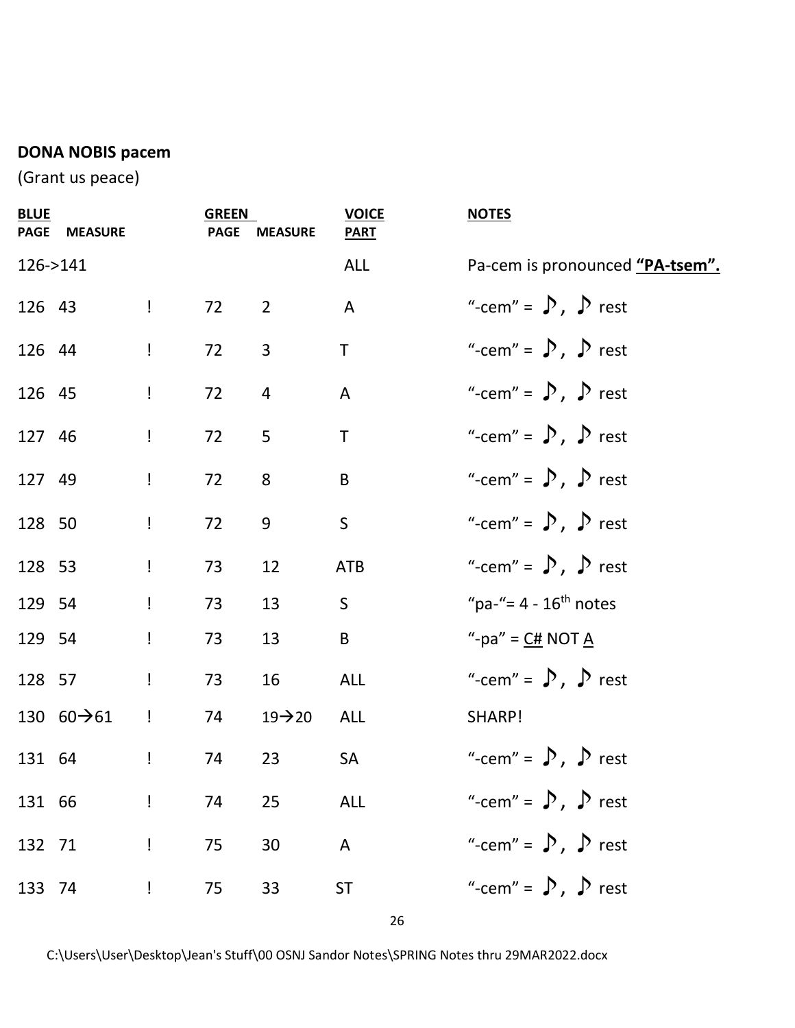**DONA NOBIS pacem**

(Grant us peace)

| **BLUE** | | | **GREEN** | | **VOICE** | **NOTES** |
|---|---|---|---|---|---|---|
| **PAGE** | **MEASURE** | | **PAGE** | **MEASURE** | **PART** | |
| 126->141 | | | | | ALL | Pa-cem is pronounced **"PA-tsem".** |
| 126 | 43 | ! | 72 | 2 | A | "-cem" = ♪, ♪ rest |
| 126 | 44 | ! | 72 | 3 | T | "-cem" = ♪, ♪ rest |
| 126 | 45 | ! | 72 | 4 | A | "-cem" = ♪, ♪ rest |
| 127 | 46 | ! | 72 | 5 | T | "-cem" = ♪, ♪ rest |
| 127 | 49 | ! | 72 | 8 | B | "-cem" = ♪, ♪ rest |
| 128 | 50 | ! | 72 | 9 | S | "-cem" = ♪, ♪ rest |
| 128 | 53 | ! | 73 | 12 | ATB | "-cem" = ♪, ♪ rest |
| 129 | 54 | ! | 73 | 13 | S | "pa-"= 4 - 16th notes |
| 129 | 54 | ! | 73 | 13 | B | "-pa" = C# NOT A |
| 128 | 57 | ! | 73 | 16 | ALL | "-cem" = ♪, ♪ rest |
| 130 | 60→61 | ! | 74 | 19→20 | ALL | SHARP! |
| 131 | 64 | ! | 74 | 23 | SA | "-cem" = ♪, ♪ rest |
| 131 | 66 | ! | 74 | 25 | ALL | "-cem" = ♪, ♪ rest |
| 132 | 71 | ! | 75 | 30 | A | "-cem" = ♪, ♪ rest |
| 133 | 74 | ! | 75 | 33 | ST | "-cem" = ♪, ♪ rest |

C:\Users\User\Desktop\Jean's Stuff\00 OSNJ Sandor Notes\SPRING Notes thru 29MAR2022.docx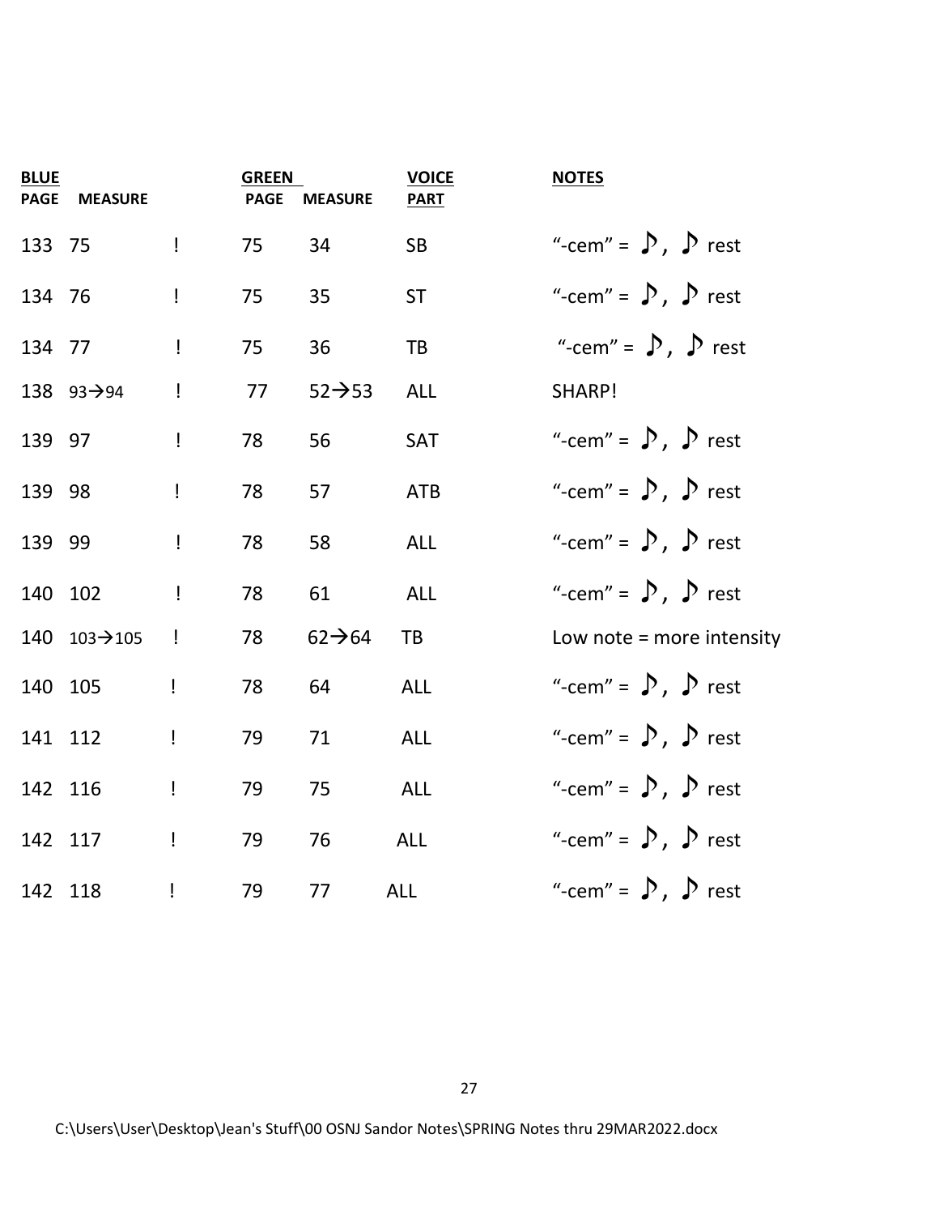| BLUE PAGE | BLUE MEASURE | | GREEN PAGE | GREEN MEASURE | VOICE PART | NOTES |
|---|---|---|---|---|---|---|
| 133 | 75 | ! | 75 | 34 | SB | "-cem" = ♪, ♪ rest |
| 134 | 76 | ! | 75 | 35 | ST | "-cem" = ♪, ♪ rest |
| 134 | 77 | ! | 75 | 36 | TB | "-cem" = ♪, ♪ rest |
| 138 | 93→94 | ! | 77 | 52→53 | ALL | SHARP! |
| 139 | 97 | ! | 78 | 56 | SAT | "-cem" = ♪, ♪ rest |
| 139 | 98 | ! | 78 | 57 | ATB | "-cem" = ♪, ♪ rest |
| 139 | 99 | ! | 78 | 58 | ALL | "-cem" = ♪, ♪ rest |
| 140 | 102 | ! | 78 | 61 | ALL | "-cem" = ♪, ♪ rest |
| 140 | 103→105 | ! | 78 | 62→64 | TB | Low note = more intensity |
| 140 | 105 | ! | 78 | 64 | ALL | "-cem" = ♪, ♪ rest |
| 141 | 112 | ! | 79 | 71 | ALL | "-cem" = ♪, ♪ rest |
| 142 | 116 | ! | 79 | 75 | ALL | "-cem" = ♪, ♪ rest |
| 142 | 117 | ! | 79 | 76 | ALL | "-cem" = ♪, ♪ rest |
| 142 | 118 | ! | 79 | 77 | ALL | "-cem" = ♪, ♪ rest |

C:\Users\User\Desktop\Jean's Stuff\00 OSNJ Sandor Notes\SPRING Notes thru 29MAR2022.docx